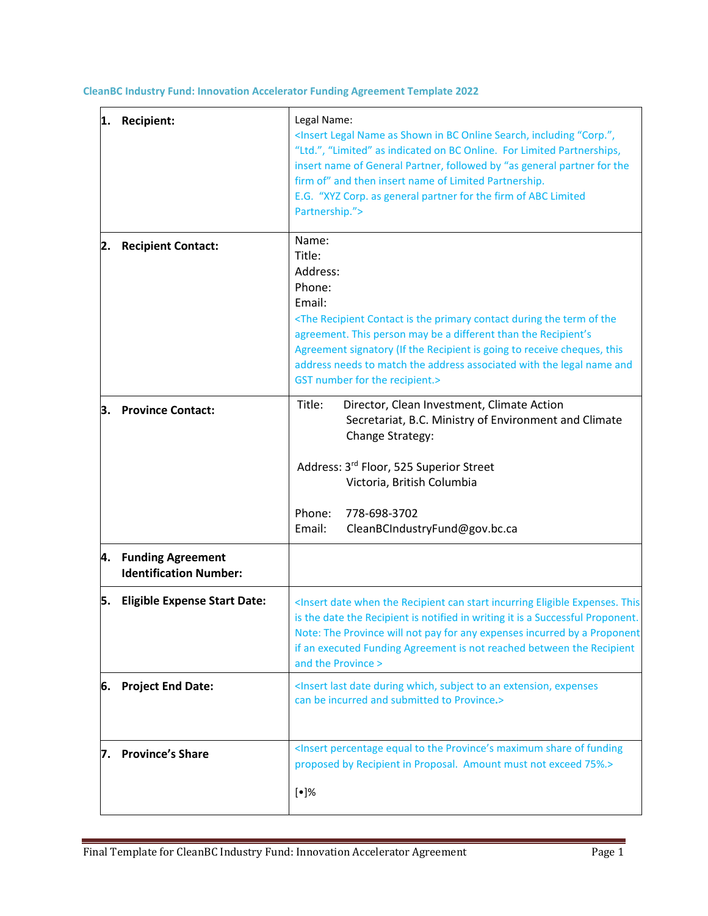CleanBC Industry Fund: Innovation Accelerator Funding Agreement Template 2022

| | |
|---|---|
| **1. Recipient:** | Legal Name:<br><Insert Legal Name as Shown in BC Online Search, including "Corp.", "Ltd.", "Limited" as indicated on BC Online. For Limited Partnerships, insert name of General Partner, followed by "as general partner for the firm of" and then insert name of Limited Partnership.<br>E.G. "XYZ Corp. as general partner for the firm of ABC Limited Partnership."> |
| **2. Recipient Contact:** | Name:<br>Title:<br>Address:<br>Phone:<br>Email:<br><The Recipient Contact is the primary contact during the term of the agreement. This person may be a different than the Recipient's Agreement signatory (If the Recipient is going to receive cheques, this address needs to match the address associated with the legal name and GST number for the recipient.> |
| **3. Province Contact:** | Title: Director, Clean Investment, Climate Action Secretariat, B.C. Ministry of Environment and Climate Change Strategy:<br><br>Address: 3rd Floor, 525 Superior Street<br>Victoria, British Columbia<br><br>Phone: 778-698-3702<br>Email: CleanBCIndustryFund@gov.bc.ca |
| **4. Funding Agreement Identification Number:** | |
| **5. Eligible Expense Start Date:** | <Insert date when the Recipient can start incurring Eligible Expenses. This is the date the Recipient is notified in writing it is a Successful Proponent. Note: The Province will not pay for any expenses incurred by a Proponent if an executed Funding Agreement is not reached between the Recipient and the Province > |
| **6. Project End Date:** | <Insert last date during which, subject to an extension, expenses can be incurred and submitted to Province.> |
| **7. Province's Share** | <Insert percentage equal to the Province's maximum share of funding proposed by Recipient in Proposal. Amount must not exceed 75%.><br><br>[•]% |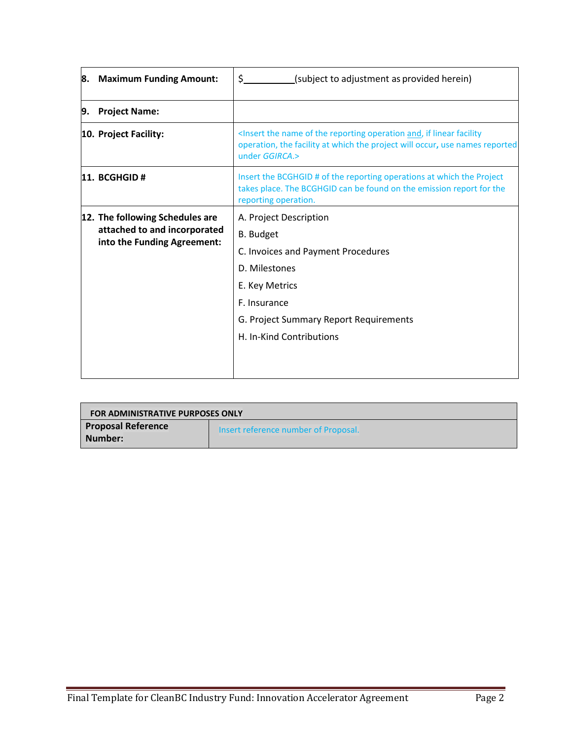| | |
|---|---|
| **8. Maximum Funding Amount:** | $__________(subject to adjustment as provided herein) |
| **9. Project Name:** | |
| **10. Project Facility:** | <Insert the name of the reporting operation and, if linear facility operation, the facility at which the project will occur, use names reported under *GGIRCA*.> |
| **11. BCGHGID #** | Insert the BCGHGID # of the reporting operations at which the Project takes place. The BCGHGID can be found on the emission report for the reporting operation. |
| **12. The following Schedules are attached to and incorporated into the Funding Agreement:** | A. Project Description<br>B. Budget<br>C. Invoices and Payment Procedures<br>D. Milestones<br>E. Key Metrics<br>F. Insurance<br>G. Project Summary Report Requirements<br>H. In-Kind Contributions |

| **FOR ADMINISTRATIVE PURPOSES ONLY** | |
|---|---|
| **Proposal Reference Number:** | Insert reference number of Proposal. |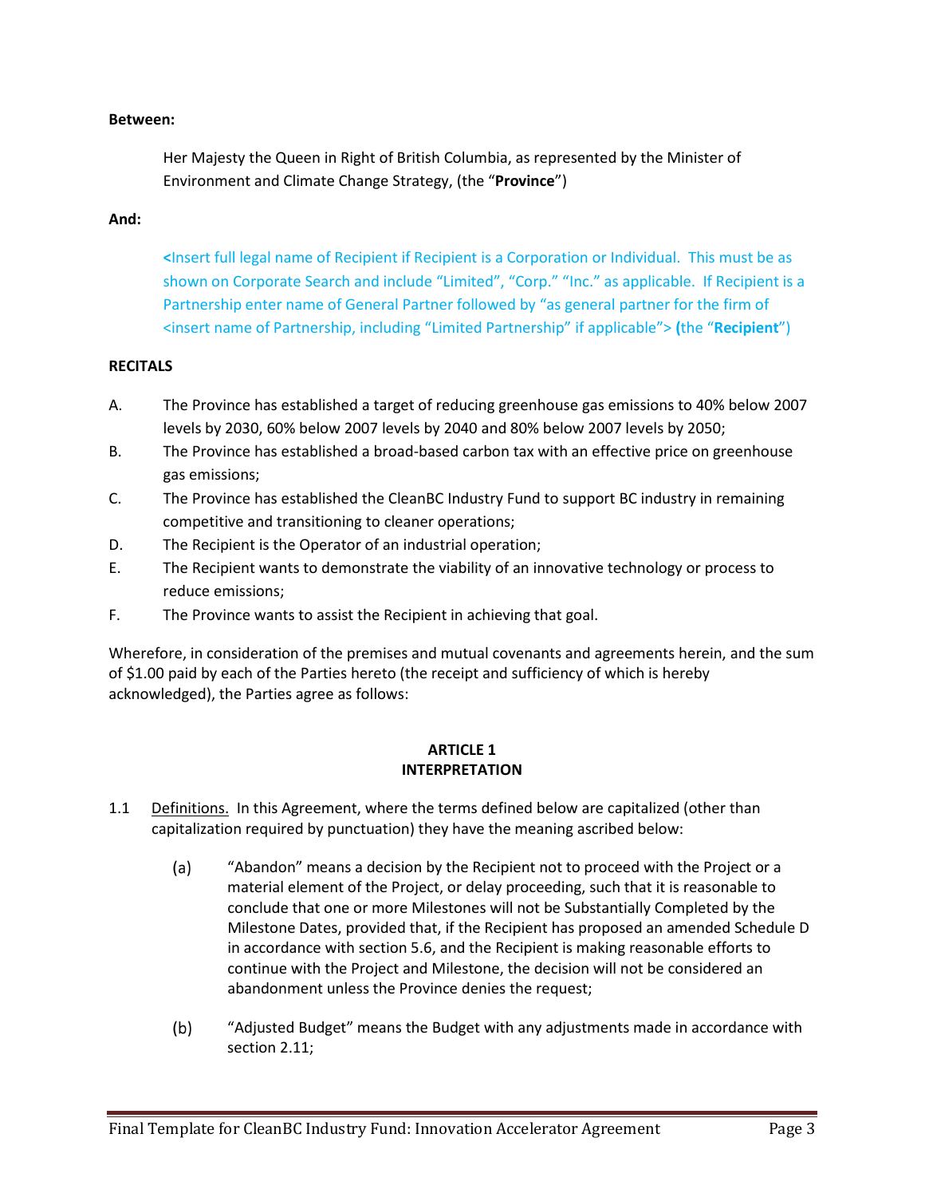**Between:**

Her Majesty the Queen in Right of British Columbia, as represented by the Minister of Environment and Climate Change Strategy, (the "**Province**")

**And:**

<Insert full legal name of Recipient if Recipient is a Corporation or Individual. This must be as shown on Corporate Search and include "Limited", "Corp." "Inc." as applicable. If Recipient is a Partnership enter name of General Partner followed by "as general partner for the firm of <insert name of Partnership, including "Limited Partnership" if applicable"> (the "**Recipient**")

**RECITALS**

A. The Province has established a target of reducing greenhouse gas emissions to 40% below 2007 levels by 2030, 60% below 2007 levels by 2040 and 80% below 2007 levels by 2050;

B. The Province has established a broad-based carbon tax with an effective price on greenhouse gas emissions;

C. The Province has established the CleanBC Industry Fund to support BC industry in remaining competitive and transitioning to cleaner operations;

D. The Recipient is the Operator of an industrial operation;

E. The Recipient wants to demonstrate the viability of an innovative technology or process to reduce emissions;

F. The Province wants to assist the Recipient in achieving that goal.

Wherefore, in consideration of the premises and mutual covenants and agreements herein, and the sum of $1.00 paid by each of the Parties hereto (the receipt and sufficiency of which is hereby acknowledged), the Parties agree as follows:

## ARTICLE 1
## INTERPRETATION

1.1 Definitions. In this Agreement, where the terms defined below are capitalized (other than capitalization required by punctuation) they have the meaning ascribed below:

(a) "Abandon" means a decision by the Recipient not to proceed with the Project or a material element of the Project, or delay proceeding, such that it is reasonable to conclude that one or more Milestones will not be Substantially Completed by the Milestone Dates, provided that, if the Recipient has proposed an amended Schedule D in accordance with section 5.6, and the Recipient is making reasonable efforts to continue with the Project and Milestone, the decision will not be considered an abandonment unless the Province denies the request;

(b) "Adjusted Budget" means the Budget with any adjustments made in accordance with section 2.11;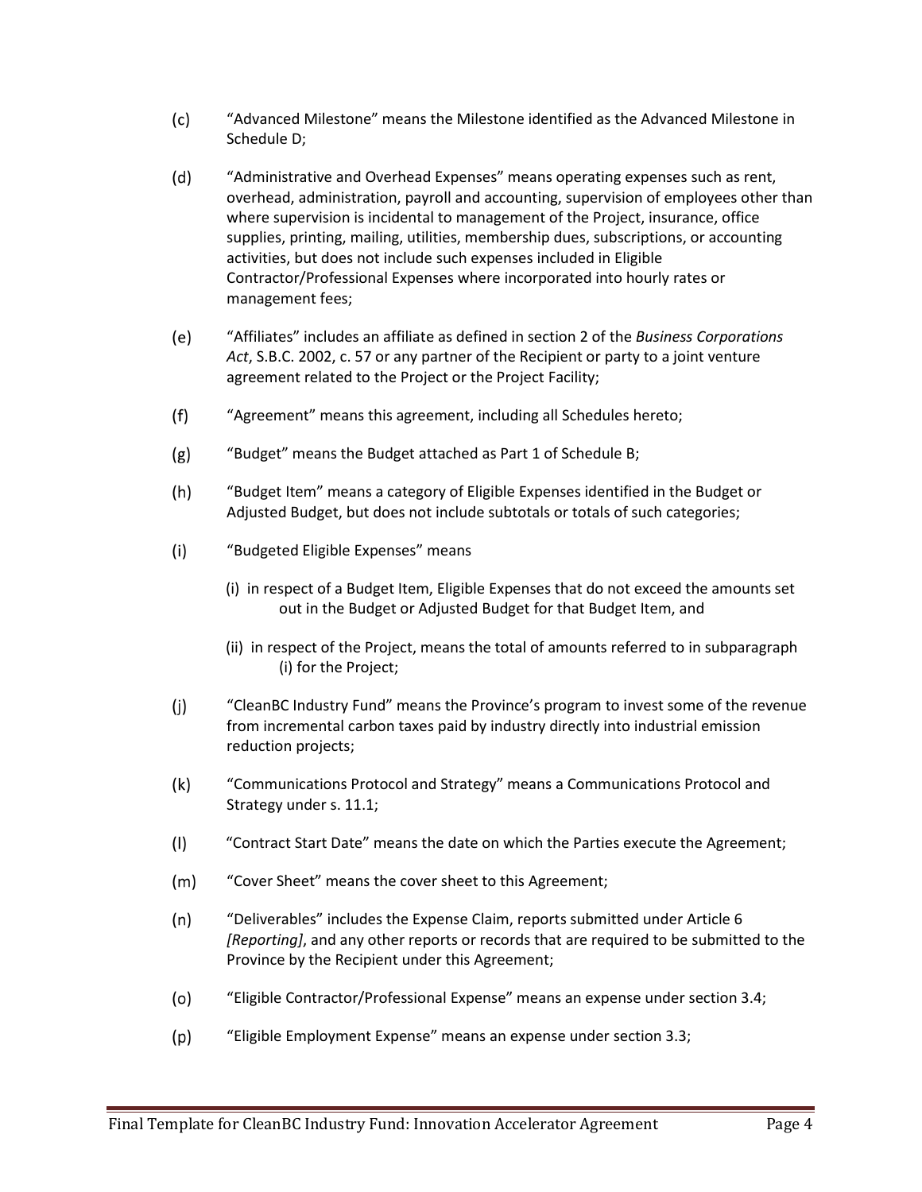(c) "Advanced Milestone" means the Milestone identified as the Advanced Milestone in Schedule D;

(d) "Administrative and Overhead Expenses" means operating expenses such as rent, overhead, administration, payroll and accounting, supervision of employees other than where supervision is incidental to management of the Project, insurance, office supplies, printing, mailing, utilities, membership dues, subscriptions, or accounting activities, but does not include such expenses included in Eligible Contractor/Professional Expenses where incorporated into hourly rates or management fees;

(e) "Affiliates" includes an affiliate as defined in section 2 of the *Business Corporations Act*, S.B.C. 2002, c. 57 or any partner of the Recipient or party to a joint venture agreement related to the Project or the Project Facility;

(f) "Agreement" means this agreement, including all Schedules hereto;

(g) "Budget" means the Budget attached as Part 1 of Schedule B;

(h) "Budget Item" means a category of Eligible Expenses identified in the Budget or Adjusted Budget, but does not include subtotals or totals of such categories;

(i) "Budgeted Eligible Expenses" means

   (i) in respect of a Budget Item, Eligible Expenses that do not exceed the amounts set out in the Budget or Adjusted Budget for that Budget Item, and

   (ii) in respect of the Project, means the total of amounts referred to in subparagraph (i) for the Project;

(j) "CleanBC Industry Fund" means the Province's program to invest some of the revenue from incremental carbon taxes paid by industry directly into industrial emission reduction projects;

(k) "Communications Protocol and Strategy" means a Communications Protocol and Strategy under s. 11.1;

(l) "Contract Start Date" means the date on which the Parties execute the Agreement;

(m) "Cover Sheet" means the cover sheet to this Agreement;

(n) "Deliverables" includes the Expense Claim, reports submitted under Article 6 *[Reporting]*, and any other reports or records that are required to be submitted to the Province by the Recipient under this Agreement;

(o) "Eligible Contractor/Professional Expense" means an expense under section 3.4;

(p) "Eligible Employment Expense" means an expense under section 3.3;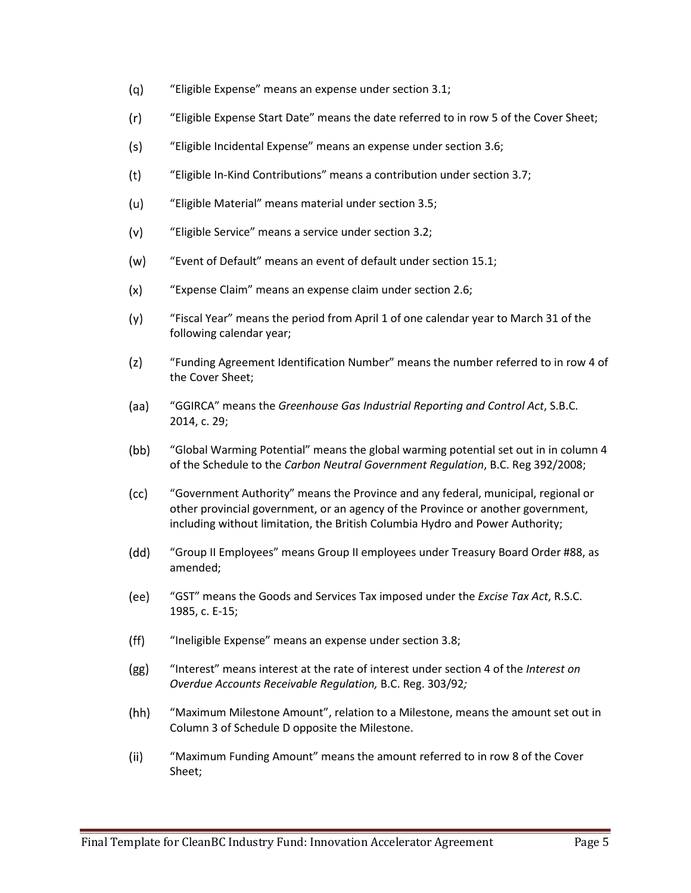(q) "Eligible Expense" means an expense under section 3.1;

(r) "Eligible Expense Start Date" means the date referred to in row 5 of the Cover Sheet;

(s) "Eligible Incidental Expense" means an expense under section 3.6;

(t) "Eligible In-Kind Contributions" means a contribution under section 3.7;

(u) "Eligible Material" means material under section 3.5;

(v) "Eligible Service" means a service under section 3.2;

(w) "Event of Default" means an event of default under section 15.1;

(x) "Expense Claim" means an expense claim under section 2.6;

(y) "Fiscal Year" means the period from April 1 of one calendar year to March 31 of the following calendar year;

(z) "Funding Agreement Identification Number" means the number referred to in row 4 of the Cover Sheet;

(aa) "GGIRCA" means the *Greenhouse Gas Industrial Reporting and Control Act*, S.B.C. 2014, c. 29;

(bb) "Global Warming Potential" means the global warming potential set out in in column 4 of the Schedule to the *Carbon Neutral Government Regulation*, B.C. Reg 392/2008;

(cc) "Government Authority" means the Province and any federal, municipal, regional or other provincial government, or an agency of the Province or another government, including without limitation, the British Columbia Hydro and Power Authority;

(dd) "Group II Employees" means Group II employees under Treasury Board Order #88, as amended;

(ee) "GST" means the Goods and Services Tax imposed under the *Excise Tax Act*, R.S.C. 1985, c. E-15;

(ff) "Ineligible Expense" means an expense under section 3.8;

(gg) "Interest" means interest at the rate of interest under section 4 of the *Interest on Overdue Accounts Receivable Regulation,* B.C. Reg. 303/92*;*

(hh) "Maximum Milestone Amount", relation to a Milestone, means the amount set out in Column 3 of Schedule D opposite the Milestone.

(ii) "Maximum Funding Amount" means the amount referred to in row 8 of the Cover Sheet;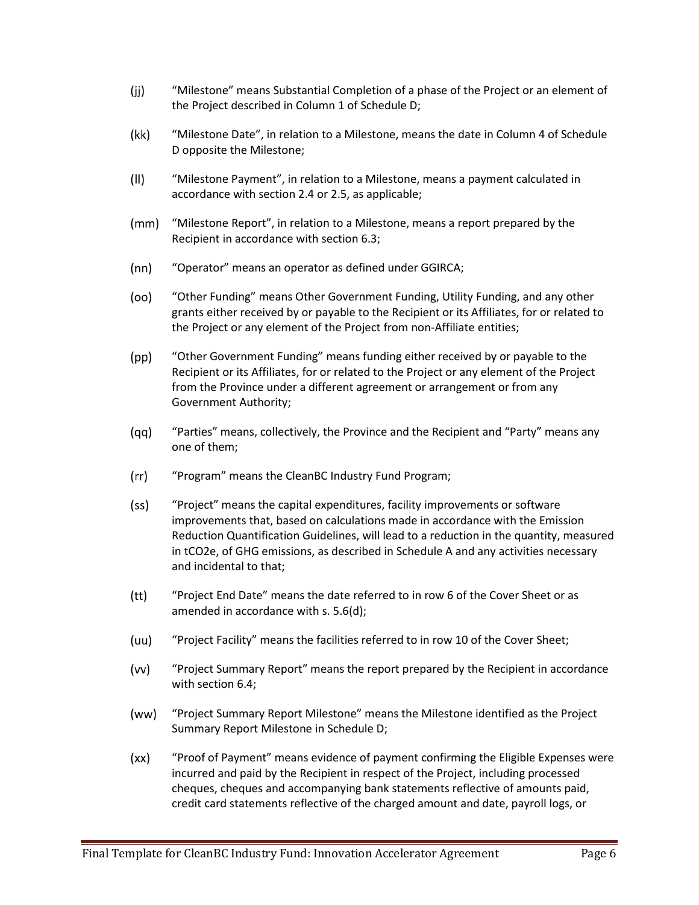(jj) "Milestone" means Substantial Completion of a phase of the Project or an element of the Project described in Column 1 of Schedule D;

(kk) "Milestone Date", in relation to a Milestone, means the date in Column 4 of Schedule D opposite the Milestone;

(ll) "Milestone Payment", in relation to a Milestone, means a payment calculated in accordance with section 2.4 or 2.5, as applicable;

(mm) "Milestone Report", in relation to a Milestone, means a report prepared by the Recipient in accordance with section 6.3;

(nn) "Operator" means an operator as defined under GGIRCA;

(oo) "Other Funding" means Other Government Funding, Utility Funding, and any other grants either received by or payable to the Recipient or its Affiliates, for or related to the Project or any element of the Project from non-Affiliate entities;

(pp) "Other Government Funding" means funding either received by or payable to the Recipient or its Affiliates, for or related to the Project or any element of the Project from the Province under a different agreement or arrangement or from any Government Authority;

(qq) "Parties" means, collectively, the Province and the Recipient and "Party" means any one of them;

(rr) "Program" means the CleanBC Industry Fund Program;

(ss) "Project" means the capital expenditures, facility improvements or software improvements that, based on calculations made in accordance with the Emission Reduction Quantification Guidelines, will lead to a reduction in the quantity, measured in $tCO_2e$, of GHG emissions, as described in Schedule A and any activities necessary and incidental to that;

(tt) "Project End Date" means the date referred to in row 6 of the Cover Sheet or as amended in accordance with s. 5.6(d);

(uu) "Project Facility" means the facilities referred to in row 10 of the Cover Sheet;

(vv) "Project Summary Report" means the report prepared by the Recipient in accordance with section 6.4;

(ww) "Project Summary Report Milestone" means the Milestone identified as the Project Summary Report Milestone in Schedule D;

(xx) "Proof of Payment" means evidence of payment confirming the Eligible Expenses were incurred and paid by the Recipient in respect of the Project, including processed cheques, cheques and accompanying bank statements reflective of amounts paid, credit card statements reflective of the charged amount and date, payroll logs, or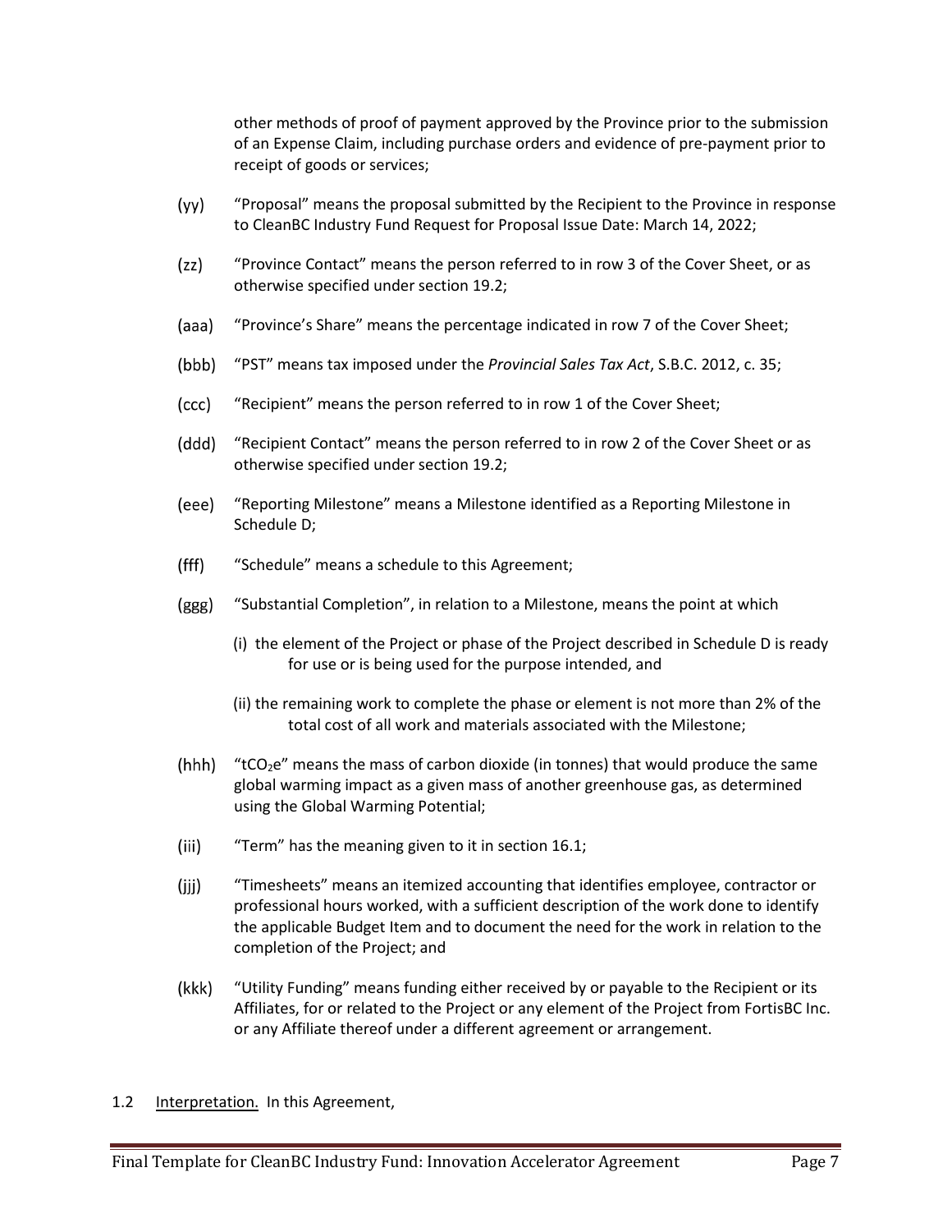other methods of proof of payment approved by the Province prior to the submission of an Expense Claim, including purchase orders and evidence of pre-payment prior to receipt of goods or services;

(yy) "Proposal" means the proposal submitted by the Recipient to the Province in response to CleanBC Industry Fund Request for Proposal Issue Date: March 14, 2022;

(zz) "Province Contact" means the person referred to in row 3 of the Cover Sheet, or as otherwise specified under section 19.2;

(aaa) "Province's Share" means the percentage indicated in row 7 of the Cover Sheet;

(bbb) "PST" means tax imposed under the *Provincial Sales Tax Act*, S.B.C. 2012, c. 35;

(ccc) "Recipient" means the person referred to in row 1 of the Cover Sheet;

(ddd) "Recipient Contact" means the person referred to in row 2 of the Cover Sheet or as otherwise specified under section 19.2;

(eee) "Reporting Milestone" means a Milestone identified as a Reporting Milestone in Schedule D;

(fff) "Schedule" means a schedule to this Agreement;

(ggg) "Substantial Completion", in relation to a Milestone, means the point at which

(i) the element of the Project or phase of the Project described in Schedule D is ready for use or is being used for the purpose intended, and

(ii) the remaining work to complete the phase or element is not more than 2% of the total cost of all work and materials associated with the Milestone;

(hhh) "$tCO_2e$" means the mass of carbon dioxide (in tonnes) that would produce the same global warming impact as a given mass of another greenhouse gas, as determined using the Global Warming Potential;

(iii) "Term" has the meaning given to it in section 16.1;

(jjj) "Timesheets" means an itemized accounting that identifies employee, contractor or professional hours worked, with a sufficient description of the work done to identify the applicable Budget Item and to document the need for the work in relation to the completion of the Project; and

(kkk) "Utility Funding" means funding either received by or payable to the Recipient or its Affiliates, for or related to the Project or any element of the Project from FortisBC Inc. or any Affiliate thereof under a different agreement or arrangement.

1.2 Interpretation. In this Agreement,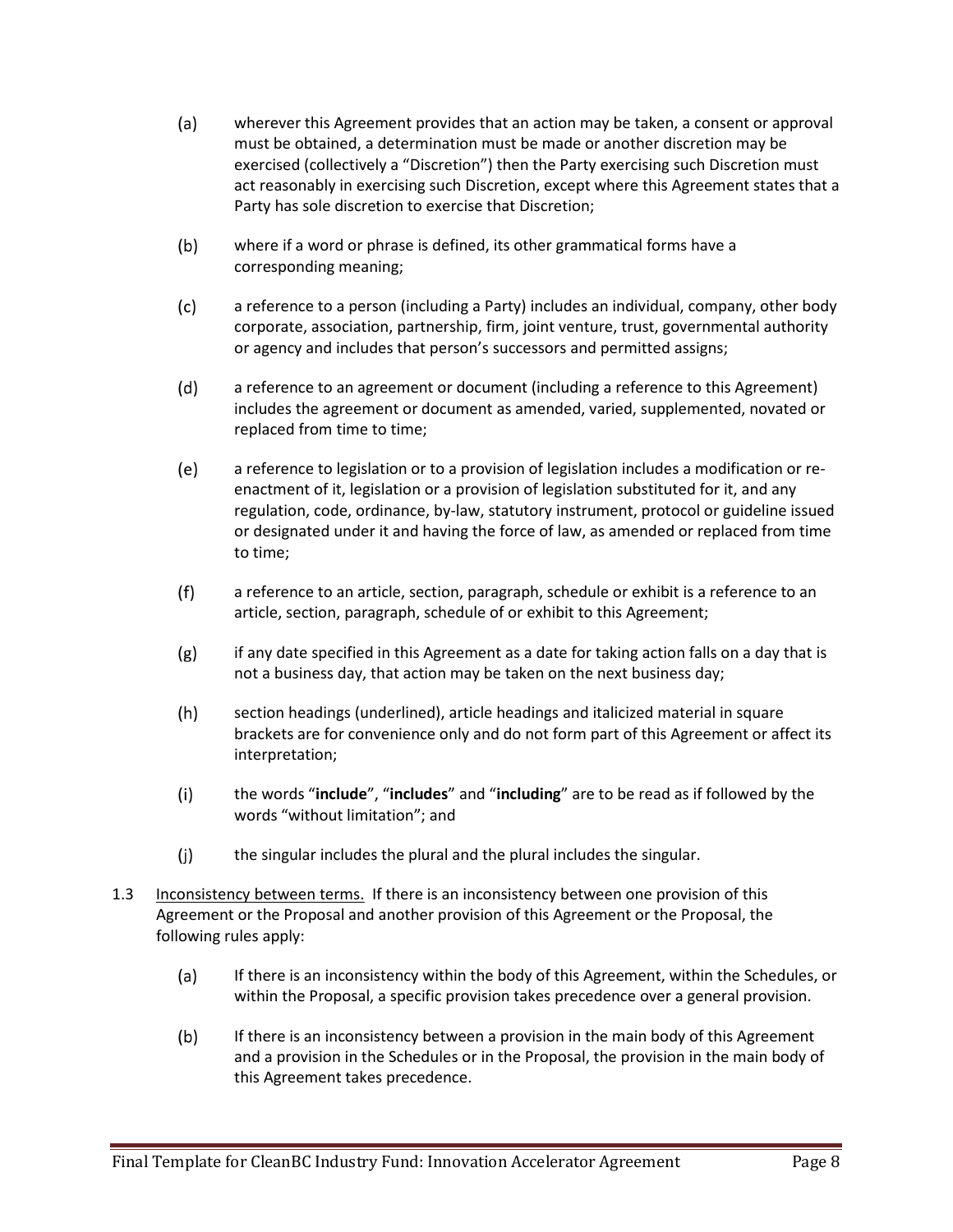(a) wherever this Agreement provides that an action may be taken, a consent or approval must be obtained, a determination must be made or another discretion may be exercised (collectively a "Discretion") then the Party exercising such Discretion must act reasonably in exercising such Discretion, except where this Agreement states that a Party has sole discretion to exercise that Discretion;

(b) where if a word or phrase is defined, its other grammatical forms have a corresponding meaning;

(c) a reference to a person (including a Party) includes an individual, company, other body corporate, association, partnership, firm, joint venture, trust, governmental authority or agency and includes that person's successors and permitted assigns;

(d) a reference to an agreement or document (including a reference to this Agreement) includes the agreement or document as amended, varied, supplemented, novated or replaced from time to time;

(e) a reference to legislation or to a provision of legislation includes a modification or re-enactment of it, legislation or a provision of legislation substituted for it, and any regulation, code, ordinance, by-law, statutory instrument, protocol or guideline issued or designated under it and having the force of law, as amended or replaced from time to time;

(f) a reference to an article, section, paragraph, schedule or exhibit is a reference to an article, section, paragraph, schedule of or exhibit to this Agreement;

(g) if any date specified in this Agreement as a date for taking action falls on a day that is not a business day, that action may be taken on the next business day;

(h) section headings (underlined), article headings and italicized material in square brackets are for convenience only and do not form part of this Agreement or affect its interpretation;

(i) the words "**include**", "**includes**" and "**including**" are to be read as if followed by the words "without limitation"; and

(j) the singular includes the plural and the plural includes the singular.

1.3 Inconsistency between terms. If there is an inconsistency between one provision of this Agreement or the Proposal and another provision of this Agreement or the Proposal, the following rules apply:

(a) If there is an inconsistency within the body of this Agreement, within the Schedules, or within the Proposal, a specific provision takes precedence over a general provision.

(b) If there is an inconsistency between a provision in the main body of this Agreement and a provision in the Schedules or in the Proposal, the provision in the main body of this Agreement takes precedence.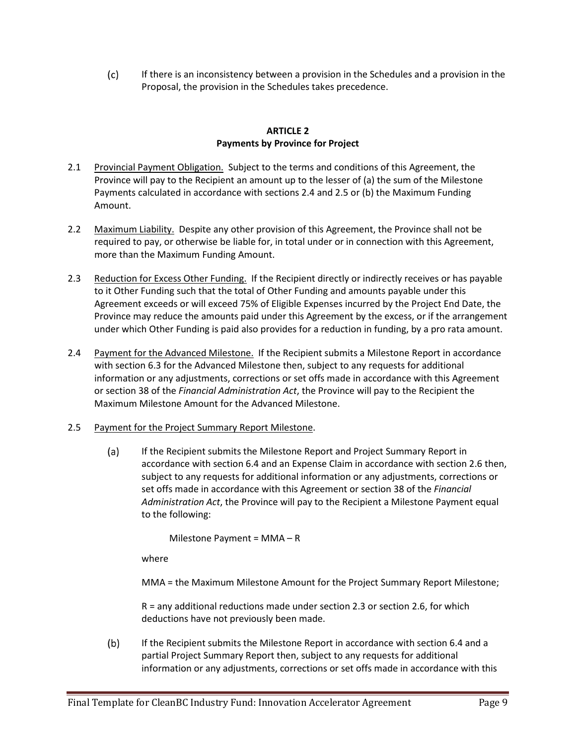(c) If there is an inconsistency between a provision in the Schedules and a provision in the Proposal, the provision in the Schedules takes precedence.

## ARTICLE 2
## Payments by Province for Project

2.1 Provincial Payment Obligation. Subject to the terms and conditions of this Agreement, the Province will pay to the Recipient an amount up to the lesser of (a) the sum of the Milestone Payments calculated in accordance with sections 2.4 and 2.5 or (b) the Maximum Funding Amount.

2.2 Maximum Liability. Despite any other provision of this Agreement, the Province shall not be required to pay, or otherwise be liable for, in total under or in connection with this Agreement, more than the Maximum Funding Amount.

2.3 Reduction for Excess Other Funding. If the Recipient directly or indirectly receives or has payable to it Other Funding such that the total of Other Funding and amounts payable under this Agreement exceeds or will exceed 75% of Eligible Expenses incurred by the Project End Date, the Province may reduce the amounts paid under this Agreement by the excess, or if the arrangement under which Other Funding is paid also provides for a reduction in funding, by a pro rata amount.

2.4 Payment for the Advanced Milestone. If the Recipient submits a Milestone Report in accordance with section 6.3 for the Advanced Milestone then, subject to any requests for additional information or any adjustments, corrections or set offs made in accordance with this Agreement or section 38 of the *Financial Administration Act*, the Province will pay to the Recipient the Maximum Milestone Amount for the Advanced Milestone.

2.5 Payment for the Project Summary Report Milestone.

(a) If the Recipient submits the Milestone Report and Project Summary Report in accordance with section 6.4 and an Expense Claim in accordance with section 2.6 then, subject to any requests for additional information or any adjustments, corrections or set offs made in accordance with this Agreement or section 38 of the *Financial Administration Act*, the Province will pay to the Recipient a Milestone Payment equal to the following:

Milestone Payment = MMA – R

where

MMA = the Maximum Milestone Amount for the Project Summary Report Milestone;

R = any additional reductions made under section 2.3 or section 2.6, for which deductions have not previously been made.

(b) If the Recipient submits the Milestone Report in accordance with section 6.4 and a partial Project Summary Report then, subject to any requests for additional information or any adjustments, corrections or set offs made in accordance with this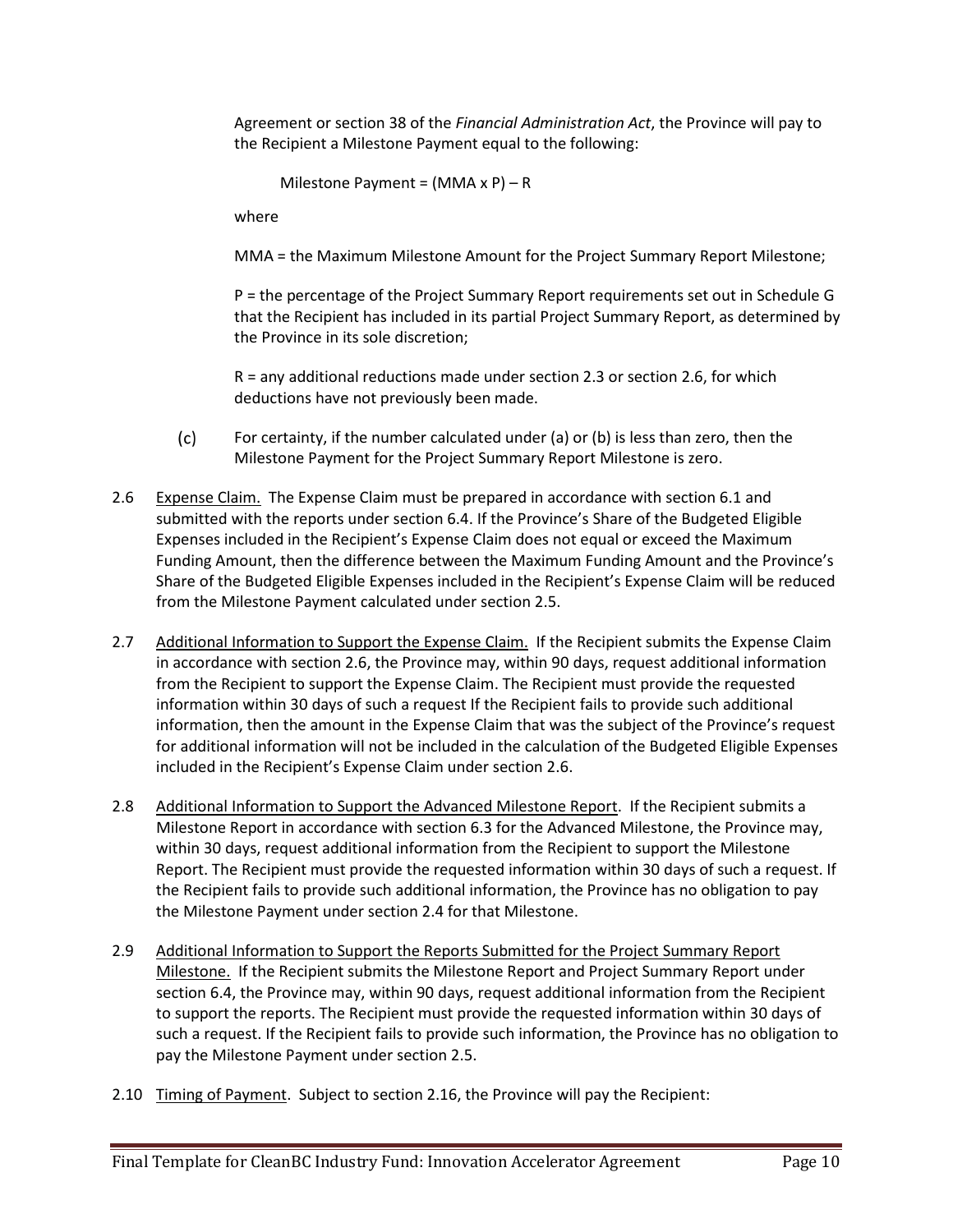Agreement or section 38 of the *Financial Administration Act*, the Province will pay to the Recipient a Milestone Payment equal to the following:

Milestone Payment = (MMA x P) – R

where

MMA = the Maximum Milestone Amount for the Project Summary Report Milestone;

P = the percentage of the Project Summary Report requirements set out in Schedule G that the Recipient has included in its partial Project Summary Report, as determined by the Province in its sole discretion;

R = any additional reductions made under section 2.3 or section 2.6, for which deductions have not previously been made.

(c) For certainty, if the number calculated under (a) or (b) is less than zero, then the Milestone Payment for the Project Summary Report Milestone is zero.

2.6 Expense Claim. The Expense Claim must be prepared in accordance with section 6.1 and submitted with the reports under section 6.4. If the Province's Share of the Budgeted Eligible Expenses included in the Recipient's Expense Claim does not equal or exceed the Maximum Funding Amount, then the difference between the Maximum Funding Amount and the Province's Share of the Budgeted Eligible Expenses included in the Recipient's Expense Claim will be reduced from the Milestone Payment calculated under section 2.5.

2.7 Additional Information to Support the Expense Claim. If the Recipient submits the Expense Claim in accordance with section 2.6, the Province may, within 90 days, request additional information from the Recipient to support the Expense Claim. The Recipient must provide the requested information within 30 days of such a request If the Recipient fails to provide such additional information, then the amount in the Expense Claim that was the subject of the Province's request for additional information will not be included in the calculation of the Budgeted Eligible Expenses included in the Recipient's Expense Claim under section 2.6.

2.8 Additional Information to Support the Advanced Milestone Report. If the Recipient submits a Milestone Report in accordance with section 6.3 for the Advanced Milestone, the Province may, within 30 days, request additional information from the Recipient to support the Milestone Report. The Recipient must provide the requested information within 30 days of such a request. If the Recipient fails to provide such additional information, the Province has no obligation to pay the Milestone Payment under section 2.4 for that Milestone.

2.9 Additional Information to Support the Reports Submitted for the Project Summary Report Milestone. If the Recipient submits the Milestone Report and Project Summary Report under section 6.4, the Province may, within 90 days, request additional information from the Recipient to support the reports. The Recipient must provide the requested information within 30 days of such a request. If the Recipient fails to provide such information, the Province has no obligation to pay the Milestone Payment under section 2.5.

2.10 Timing of Payment. Subject to section 2.16, the Province will pay the Recipient: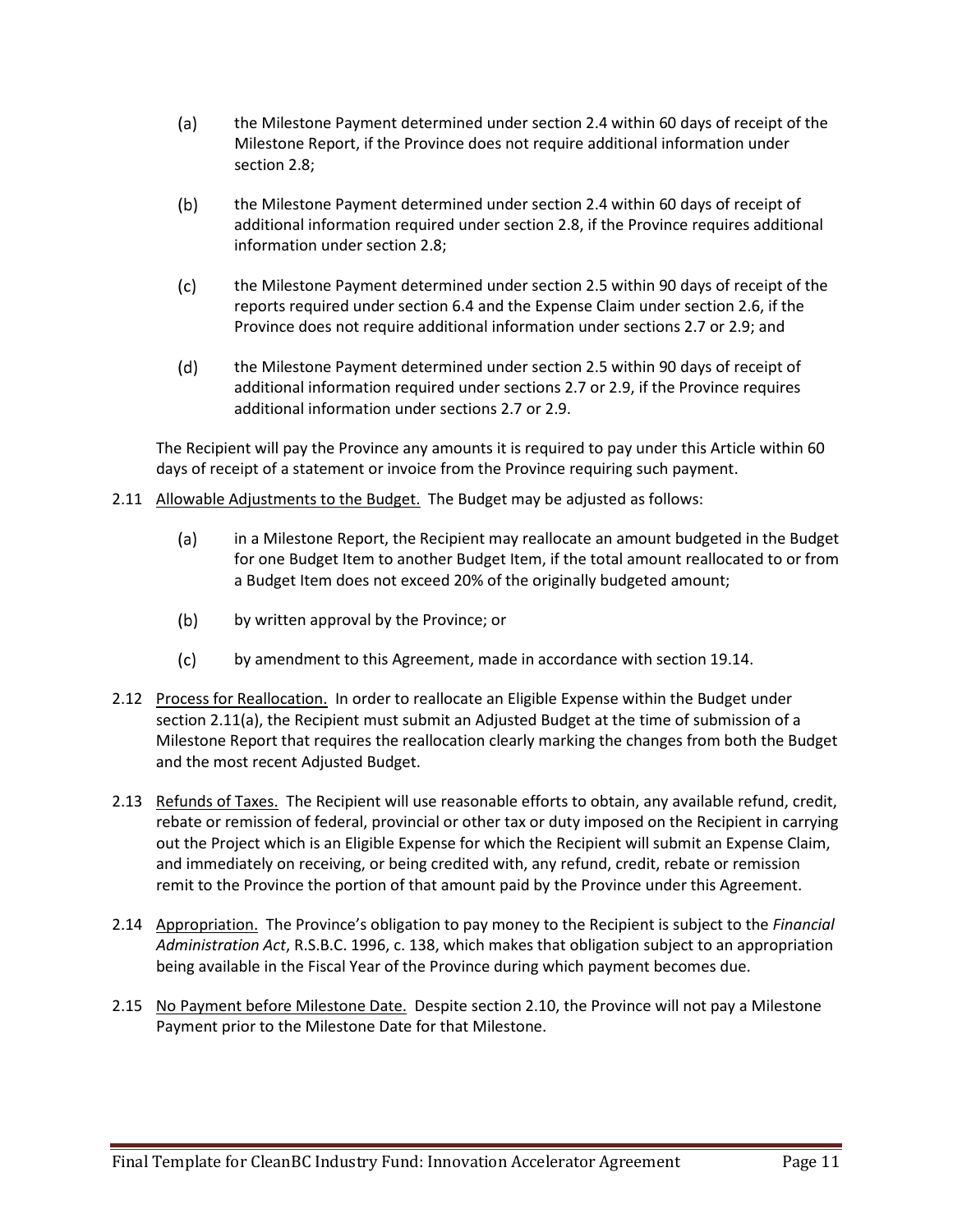(a) the Milestone Payment determined under section 2.4 within 60 days of receipt of the Milestone Report, if the Province does not require additional information under section 2.8;

(b) the Milestone Payment determined under section 2.4 within 60 days of receipt of additional information required under section 2.8, if the Province requires additional information under section 2.8;

(c) the Milestone Payment determined under section 2.5 within 90 days of receipt of the reports required under section 6.4 and the Expense Claim under section 2.6, if the Province does not require additional information under sections 2.7 or 2.9; and

(d) the Milestone Payment determined under section 2.5 within 90 days of receipt of additional information required under sections 2.7 or 2.9, if the Province requires additional information under sections 2.7 or 2.9.

The Recipient will pay the Province any amounts it is required to pay under this Article within 60 days of receipt of a statement or invoice from the Province requiring such payment.

2.11 Allowable Adjustments to the Budget. The Budget may be adjusted as follows:

(a) in a Milestone Report, the Recipient may reallocate an amount budgeted in the Budget for one Budget Item to another Budget Item, if the total amount reallocated to or from a Budget Item does not exceed 20% of the originally budgeted amount;

(b) by written approval by the Province; or

(c) by amendment to this Agreement, made in accordance with section 19.14.

2.12 Process for Reallocation. In order to reallocate an Eligible Expense within the Budget under section 2.11(a), the Recipient must submit an Adjusted Budget at the time of submission of a Milestone Report that requires the reallocation clearly marking the changes from both the Budget and the most recent Adjusted Budget.

2.13 Refunds of Taxes. The Recipient will use reasonable efforts to obtain, any available refund, credit, rebate or remission of federal, provincial or other tax or duty imposed on the Recipient in carrying out the Project which is an Eligible Expense for which the Recipient will submit an Expense Claim, and immediately on receiving, or being credited with, any refund, credit, rebate or remission remit to the Province the portion of that amount paid by the Province under this Agreement.

2.14 Appropriation. The Province's obligation to pay money to the Recipient is subject to the *Financial Administration Act*, R.S.B.C. 1996, c. 138, which makes that obligation subject to an appropriation being available in the Fiscal Year of the Province during which payment becomes due.

2.15 No Payment before Milestone Date. Despite section 2.10, the Province will not pay a Milestone Payment prior to the Milestone Date for that Milestone.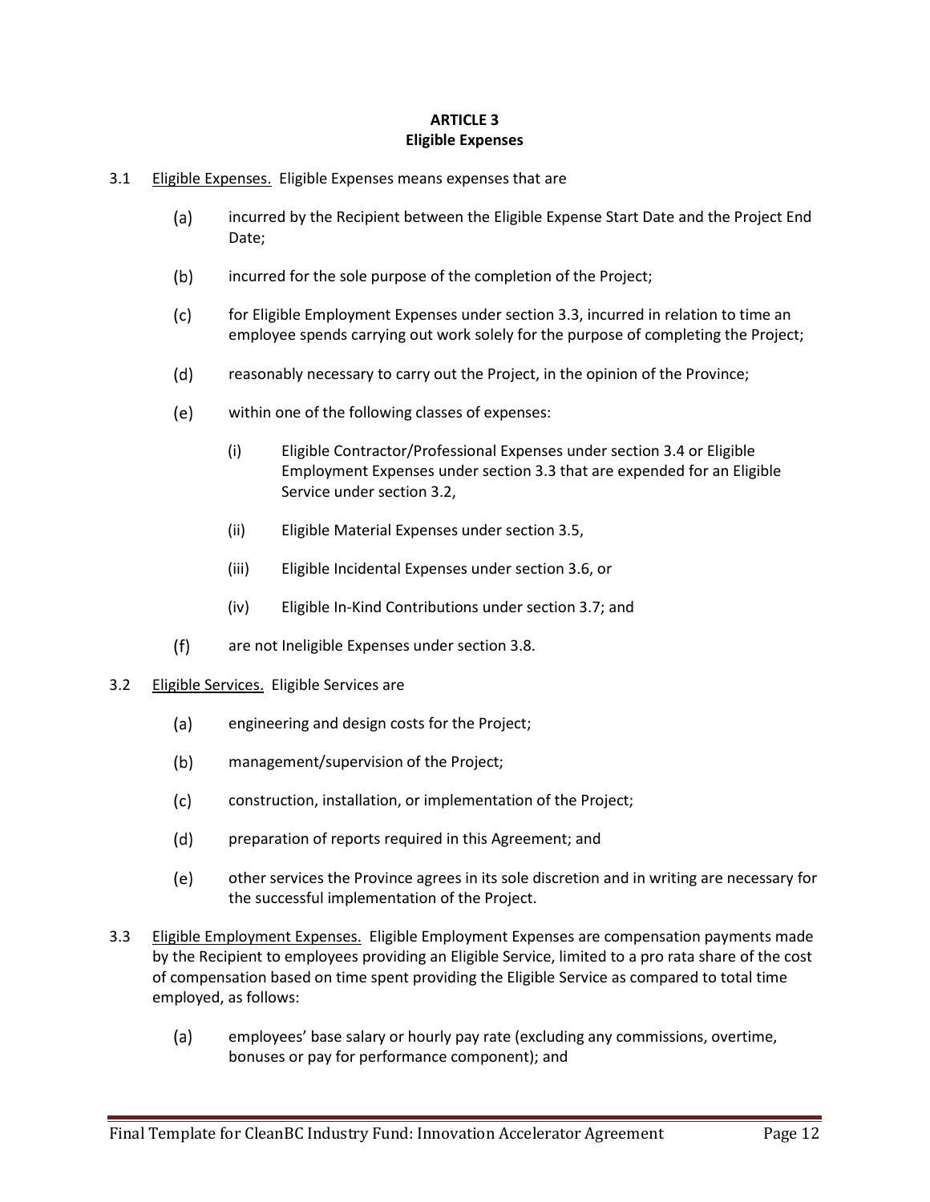**ARTICLE 3**
**Eligible Expenses**

3.1 Eligible Expenses. Eligible Expenses means expenses that are

(a) incurred by the Recipient between the Eligible Expense Start Date and the Project End Date;

(b) incurred for the sole purpose of the completion of the Project;

(c) for Eligible Employment Expenses under section 3.3, incurred in relation to time an employee spends carrying out work solely for the purpose of completing the Project;

(d) reasonably necessary to carry out the Project, in the opinion of the Province;

(e) within one of the following classes of expenses:

(i) Eligible Contractor/Professional Expenses under section 3.4 or Eligible Employment Expenses under section 3.3 that are expended for an Eligible Service under section 3.2,

(ii) Eligible Material Expenses under section 3.5,

(iii) Eligible Incidental Expenses under section 3.6, or

(iv) Eligible In-Kind Contributions under section 3.7; and

(f) are not Ineligible Expenses under section 3.8.

3.2 Eligible Services. Eligible Services are

(a) engineering and design costs for the Project;

(b) management/supervision of the Project;

(c) construction, installation, or implementation of the Project;

(d) preparation of reports required in this Agreement; and

(e) other services the Province agrees in its sole discretion and in writing are necessary for the successful implementation of the Project.

3.3 Eligible Employment Expenses. Eligible Employment Expenses are compensation payments made by the Recipient to employees providing an Eligible Service, limited to a pro rata share of the cost of compensation based on time spent providing the Eligible Service as compared to total time employed, as follows:

(a) employees' base salary or hourly pay rate (excluding any commissions, overtime, bonuses or pay for performance component); and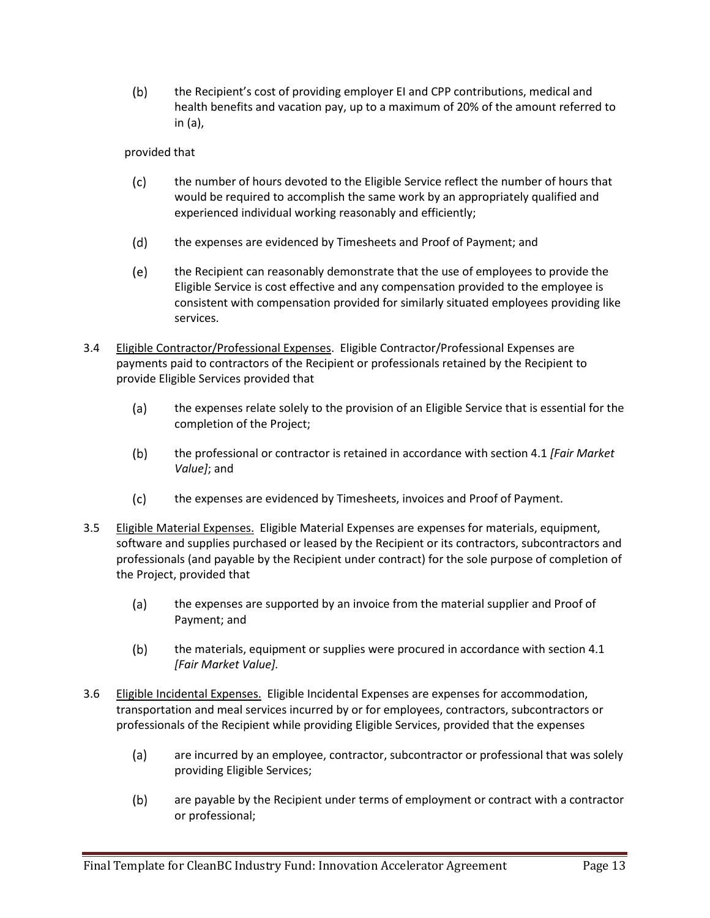(b) the Recipient's cost of providing employer EI and CPP contributions, medical and health benefits and vacation pay, up to a maximum of 20% of the amount referred to in (a),

provided that

(c) the number of hours devoted to the Eligible Service reflect the number of hours that would be required to accomplish the same work by an appropriately qualified and experienced individual working reasonably and efficiently;

(d) the expenses are evidenced by Timesheets and Proof of Payment; and

(e) the Recipient can reasonably demonstrate that the use of employees to provide the Eligible Service is cost effective and any compensation provided to the employee is consistent with compensation provided for similarly situated employees providing like services.

3.4 <u>Eligible Contractor/Professional Expenses</u>. Eligible Contractor/Professional Expenses are payments paid to contractors of the Recipient or professionals retained by the Recipient to provide Eligible Services provided that

(a) the expenses relate solely to the provision of an Eligible Service that is essential for the completion of the Project;

(b) the professional or contractor is retained in accordance with section 4.1 *[Fair Market Value]*; and

(c) the expenses are evidenced by Timesheets, invoices and Proof of Payment.

3.5 <u>Eligible Material Expenses.</u> Eligible Material Expenses are expenses for materials, equipment, software and supplies purchased or leased by the Recipient or its contractors, subcontractors and professionals (and payable by the Recipient under contract) for the sole purpose of completion of the Project, provided that

(a) the expenses are supported by an invoice from the material supplier and Proof of Payment; and

(b) the materials, equipment or supplies were procured in accordance with section 4.1 *[Fair Market Value].*

3.6 <u>Eligible Incidental Expenses.</u> Eligible Incidental Expenses are expenses for accommodation, transportation and meal services incurred by or for employees, contractors, subcontractors or professionals of the Recipient while providing Eligible Services, provided that the expenses

(a) are incurred by an employee, contractor, subcontractor or professional that was solely providing Eligible Services;

(b) are payable by the Recipient under terms of employment or contract with a contractor or professional;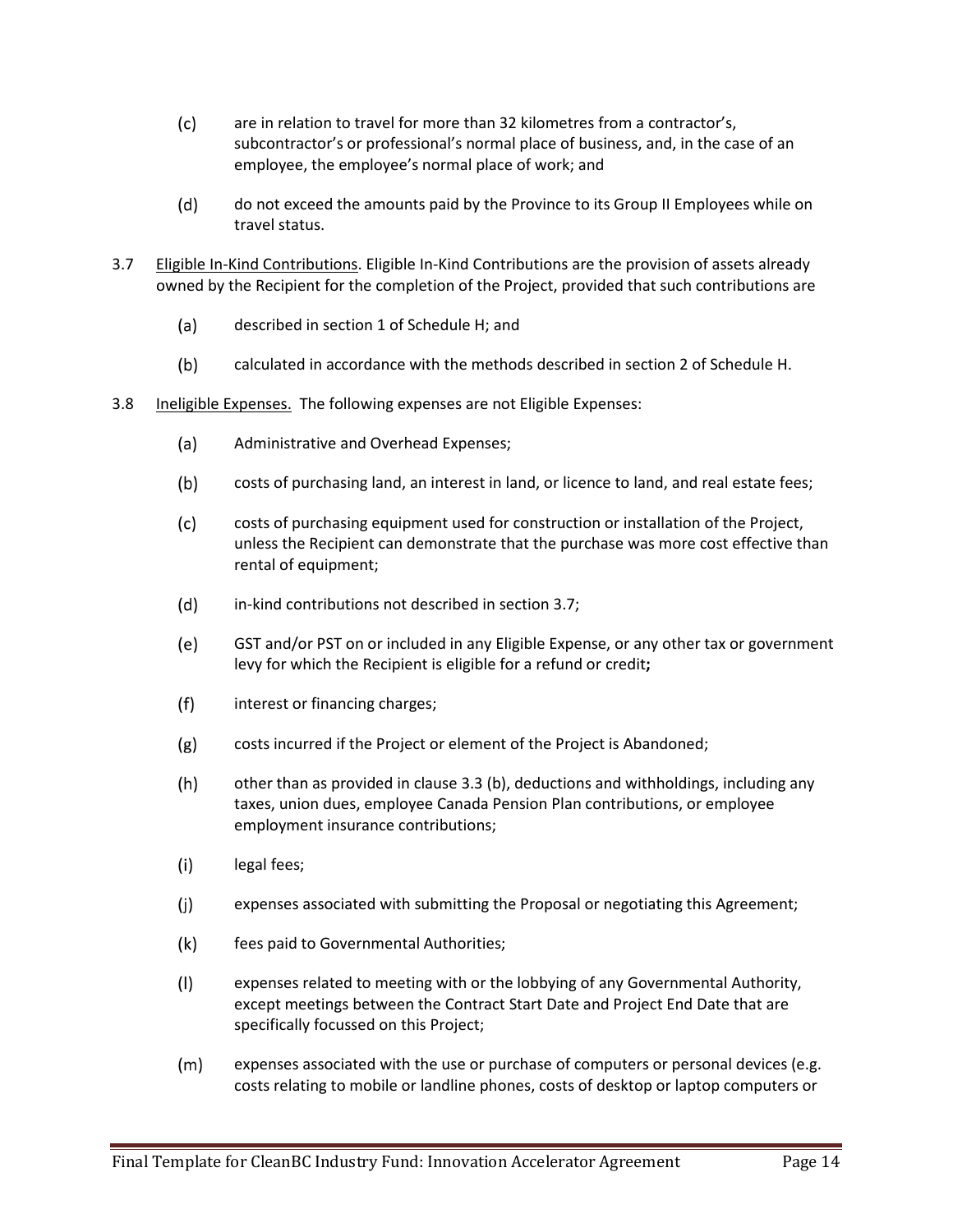(c) are in relation to travel for more than 32 kilometres from a contractor's, subcontractor's or professional's normal place of business, and, in the case of an employee, the employee's normal place of work; and

(d) do not exceed the amounts paid by the Province to its Group II Employees while on travel status.

3.7 Eligible In-Kind Contributions. Eligible In-Kind Contributions are the provision of assets already owned by the Recipient for the completion of the Project, provided that such contributions are

(a) described in section 1 of Schedule H; and

(b) calculated in accordance with the methods described in section 2 of Schedule H.

3.8 Ineligible Expenses. The following expenses are not Eligible Expenses:

(a) Administrative and Overhead Expenses;

(b) costs of purchasing land, an interest in land, or licence to land, and real estate fees;

(c) costs of purchasing equipment used for construction or installation of the Project, unless the Recipient can demonstrate that the purchase was more cost effective than rental of equipment;

(d) in-kind contributions not described in section 3.7;

(e) GST and/or PST on or included in any Eligible Expense, or any other tax or government levy for which the Recipient is eligible for a refund or credit**;**

(f) interest or financing charges;

(g) costs incurred if the Project or element of the Project is Abandoned;

(h) other than as provided in clause 3.3 (b), deductions and withholdings, including any taxes, union dues, employee Canada Pension Plan contributions, or employee employment insurance contributions;

(i) legal fees;

(j) expenses associated with submitting the Proposal or negotiating this Agreement;

(k) fees paid to Governmental Authorities;

(l) expenses related to meeting with or the lobbying of any Governmental Authority, except meetings between the Contract Start Date and Project End Date that are specifically focussed on this Project;

(m) expenses associated with the use or purchase of computers or personal devices (e.g. costs relating to mobile or landline phones, costs of desktop or laptop computers or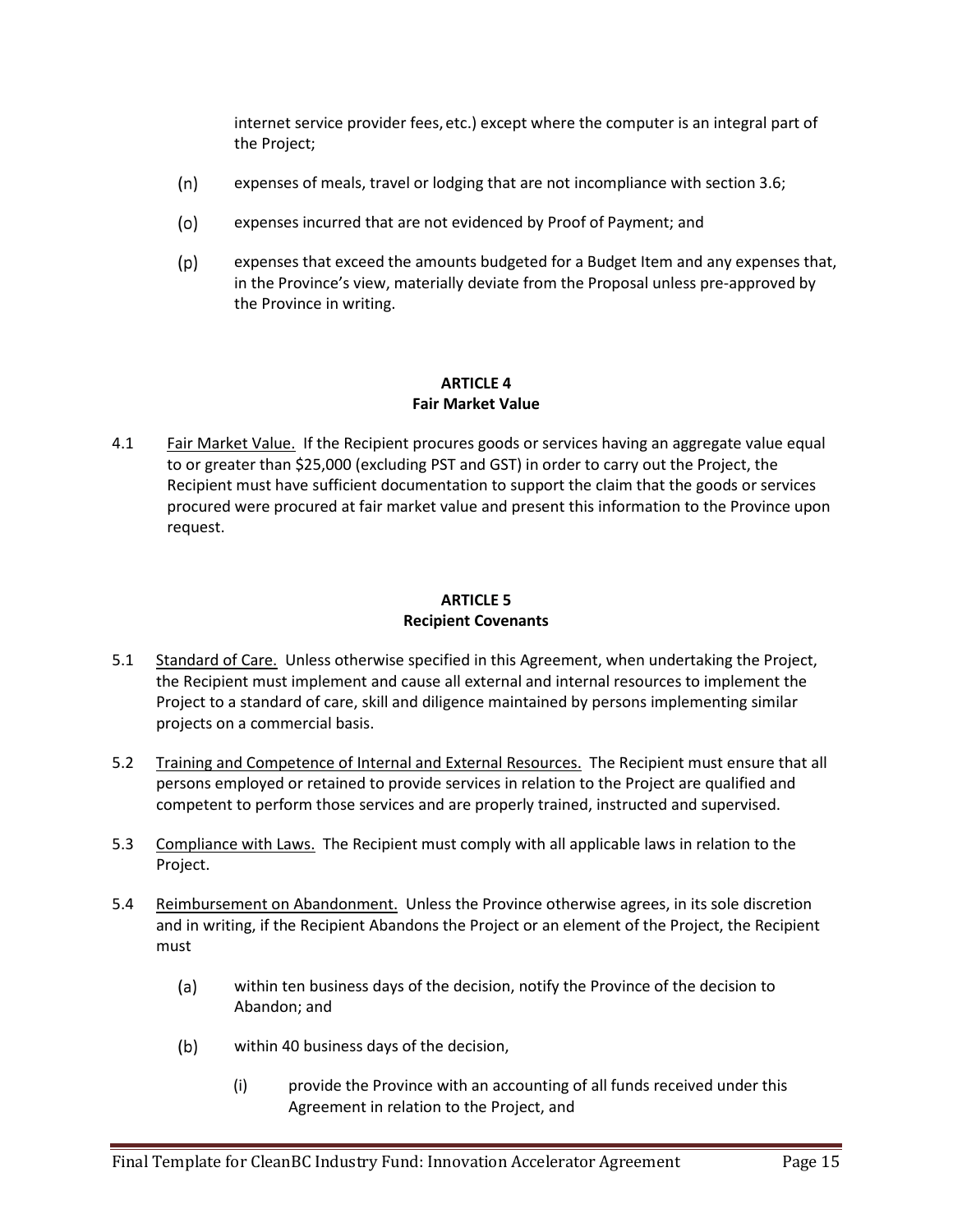internet service provider fees, etc.) except where the computer is an integral part of the Project;

(n) expenses of meals, travel or lodging that are not incompliance with section 3.6;

(o) expenses incurred that are not evidenced by Proof of Payment; and

(p) expenses that exceed the amounts budgeted for a Budget Item and any expenses that, in the Province's view, materially deviate from the Proposal unless pre-approved by the Province in writing.

## ARTICLE 4
## Fair Market Value

4.1 Fair Market Value. If the Recipient procures goods or services having an aggregate value equal to or greater than $25,000 (excluding PST and GST) in order to carry out the Project, the Recipient must have sufficient documentation to support the claim that the goods or services procured were procured at fair market value and present this information to the Province upon request.

## ARTICLE 5
## Recipient Covenants

5.1 Standard of Care. Unless otherwise specified in this Agreement, when undertaking the Project, the Recipient must implement and cause all external and internal resources to implement the Project to a standard of care, skill and diligence maintained by persons implementing similar projects on a commercial basis.

5.2 Training and Competence of Internal and External Resources. The Recipient must ensure that all persons employed or retained to provide services in relation to the Project are qualified and competent to perform those services and are properly trained, instructed and supervised.

5.3 Compliance with Laws. The Recipient must comply with all applicable laws in relation to the Project.

5.4 Reimbursement on Abandonment. Unless the Province otherwise agrees, in its sole discretion and in writing, if the Recipient Abandons the Project or an element of the Project, the Recipient must

(a) within ten business days of the decision, notify the Province of the decision to Abandon; and

(b) within 40 business days of the decision,

(i) provide the Province with an accounting of all funds received under this Agreement in relation to the Project, and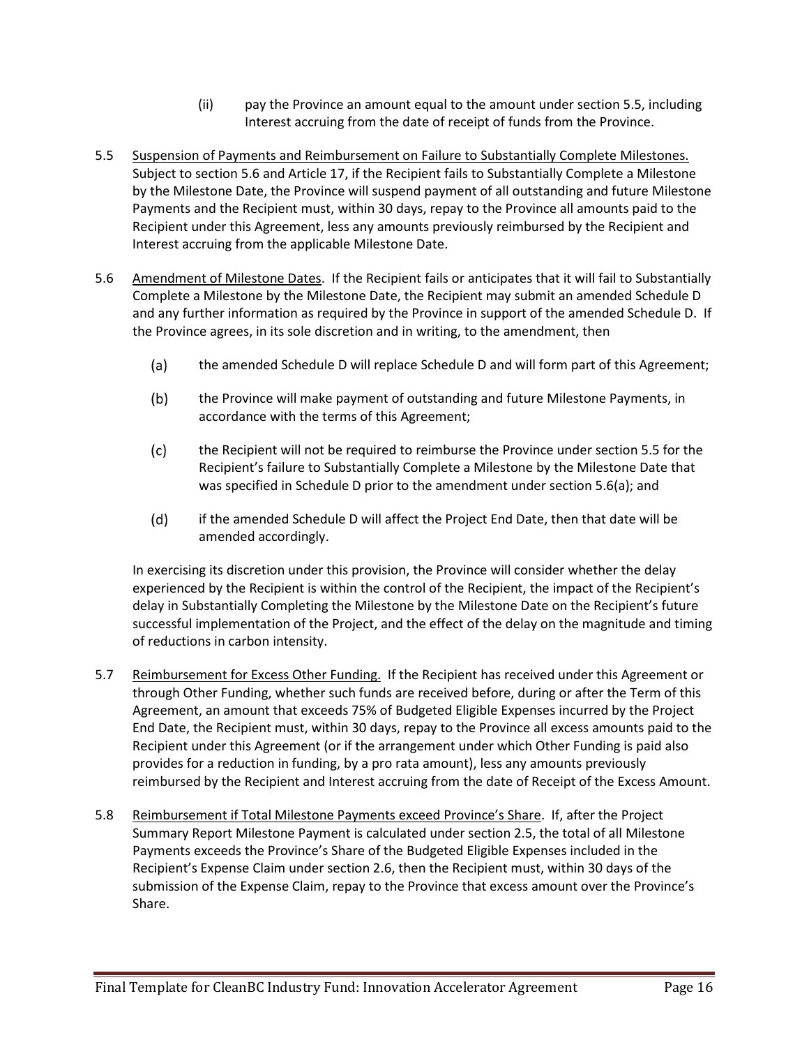(ii) pay the Province an amount equal to the amount under section 5.5, including Interest accruing from the date of receipt of funds from the Province.

5.5 Suspension of Payments and Reimbursement on Failure to Substantially Complete Milestones. Subject to section 5.6 and Article 17, if the Recipient fails to Substantially Complete a Milestone by the Milestone Date, the Province will suspend payment of all outstanding and future Milestone Payments and the Recipient must, within 30 days, repay to the Province all amounts paid to the Recipient under this Agreement, less any amounts previously reimbursed by the Recipient and Interest accruing from the applicable Milestone Date.

5.6 Amendment of Milestone Dates. If the Recipient fails or anticipates that it will fail to Substantially Complete a Milestone by the Milestone Date, the Recipient may submit an amended Schedule D and any further information as required by the Province in support of the amended Schedule D. If the Province agrees, in its sole discretion and in writing, to the amendment, then

(a) the amended Schedule D will replace Schedule D and will form part of this Agreement;

(b) the Province will make payment of outstanding and future Milestone Payments, in accordance with the terms of this Agreement;

(c) the Recipient will not be required to reimburse the Province under section 5.5 for the Recipient's failure to Substantially Complete a Milestone by the Milestone Date that was specified in Schedule D prior to the amendment under section 5.6(a); and

(d) if the amended Schedule D will affect the Project End Date, then that date will be amended accordingly.

In exercising its discretion under this provision, the Province will consider whether the delay experienced by the Recipient is within the control of the Recipient, the impact of the Recipient's delay in Substantially Completing the Milestone by the Milestone Date on the Recipient's future successful implementation of the Project, and the effect of the delay on the magnitude and timing of reductions in carbon intensity.

5.7 Reimbursement for Excess Other Funding. If the Recipient has received under this Agreement or through Other Funding, whether such funds are received before, during or after the Term of this Agreement, an amount that exceeds 75% of Budgeted Eligible Expenses incurred by the Project End Date, the Recipient must, within 30 days, repay to the Province all excess amounts paid to the Recipient under this Agreement (or if the arrangement under which Other Funding is paid also provides for a reduction in funding, by a pro rata amount), less any amounts previously reimbursed by the Recipient and Interest accruing from the date of Receipt of the Excess Amount.

5.8 Reimbursement if Total Milestone Payments exceed Province's Share. If, after the Project Summary Report Milestone Payment is calculated under section 2.5, the total of all Milestone Payments exceeds the Province's Share of the Budgeted Eligible Expenses included in the Recipient's Expense Claim under section 2.6, then the Recipient must, within 30 days of the submission of the Expense Claim, repay to the Province that excess amount over the Province's Share.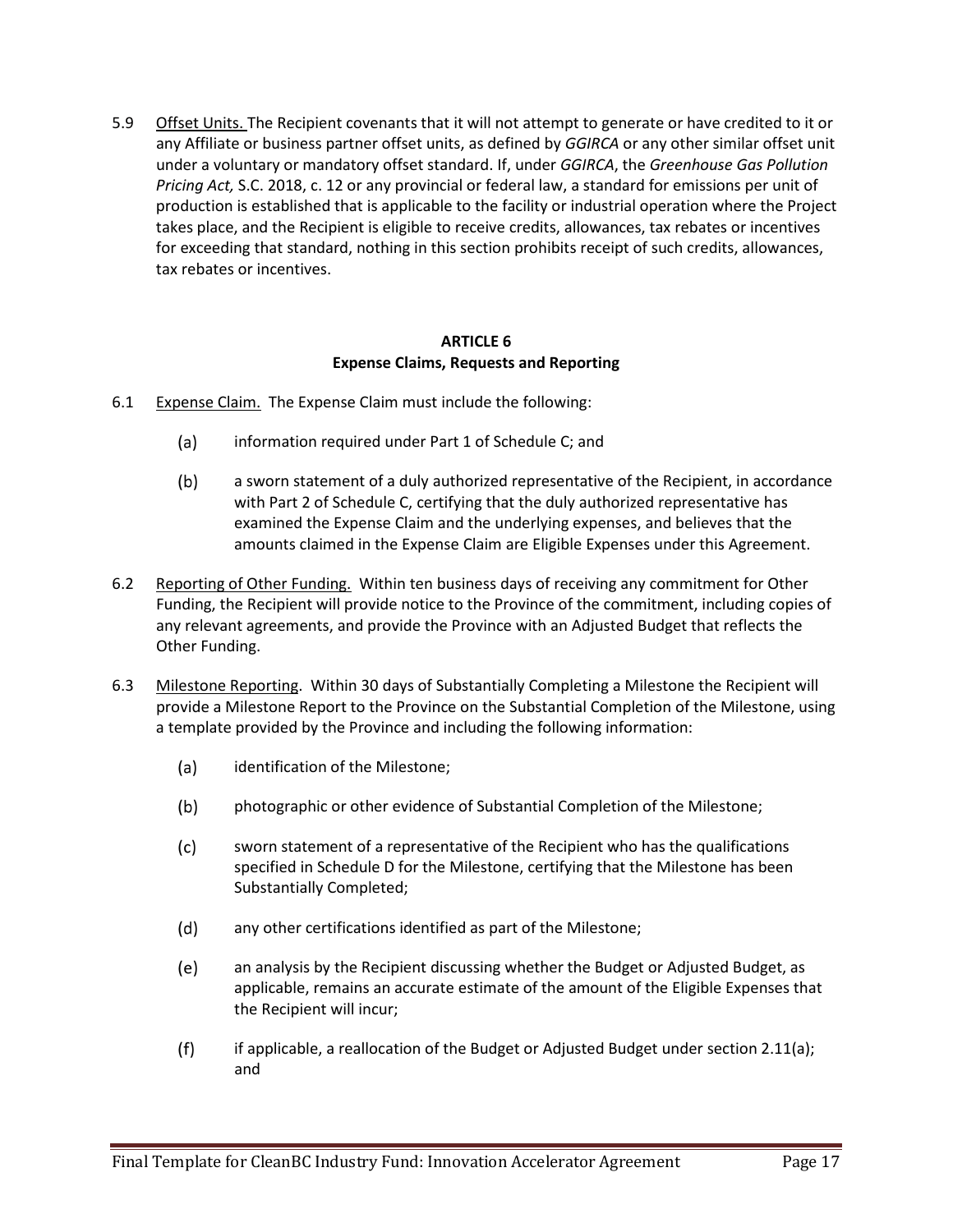5.9 Offset Units. The Recipient covenants that it will not attempt to generate or have credited to it or any Affiliate or business partner offset units, as defined by *GGIRCA* or any other similar offset unit under a voluntary or mandatory offset standard. If, under *GGIRCA*, the *Greenhouse Gas Pollution Pricing Act,* S.C. 2018, c. 12 or any provincial or federal law, a standard for emissions per unit of production is established that is applicable to the facility or industrial operation where the Project takes place, and the Recipient is eligible to receive credits, allowances, tax rebates or incentives for exceeding that standard, nothing in this section prohibits receipt of such credits, allowances, tax rebates or incentives.

## ARTICLE 6
## Expense Claims, Requests and Reporting

6.1 Expense Claim. The Expense Claim must include the following:

(a) information required under Part 1 of Schedule C; and

(b) a sworn statement of a duly authorized representative of the Recipient, in accordance with Part 2 of Schedule C, certifying that the duly authorized representative has examined the Expense Claim and the underlying expenses, and believes that the amounts claimed in the Expense Claim are Eligible Expenses under this Agreement.

6.2 Reporting of Other Funding. Within ten business days of receiving any commitment for Other Funding, the Recipient will provide notice to the Province of the commitment, including copies of any relevant agreements, and provide the Province with an Adjusted Budget that reflects the Other Funding.

6.3 Milestone Reporting. Within 30 days of Substantially Completing a Milestone the Recipient will provide a Milestone Report to the Province on the Substantial Completion of the Milestone, using a template provided by the Province and including the following information:

(a) identification of the Milestone;

(b) photographic or other evidence of Substantial Completion of the Milestone;

(c) sworn statement of a representative of the Recipient who has the qualifications specified in Schedule D for the Milestone, certifying that the Milestone has been Substantially Completed;

(d) any other certifications identified as part of the Milestone;

(e) an analysis by the Recipient discussing whether the Budget or Adjusted Budget, as applicable, remains an accurate estimate of the amount of the Eligible Expenses that the Recipient will incur;

(f) if applicable, a reallocation of the Budget or Adjusted Budget under section 2.11(a); and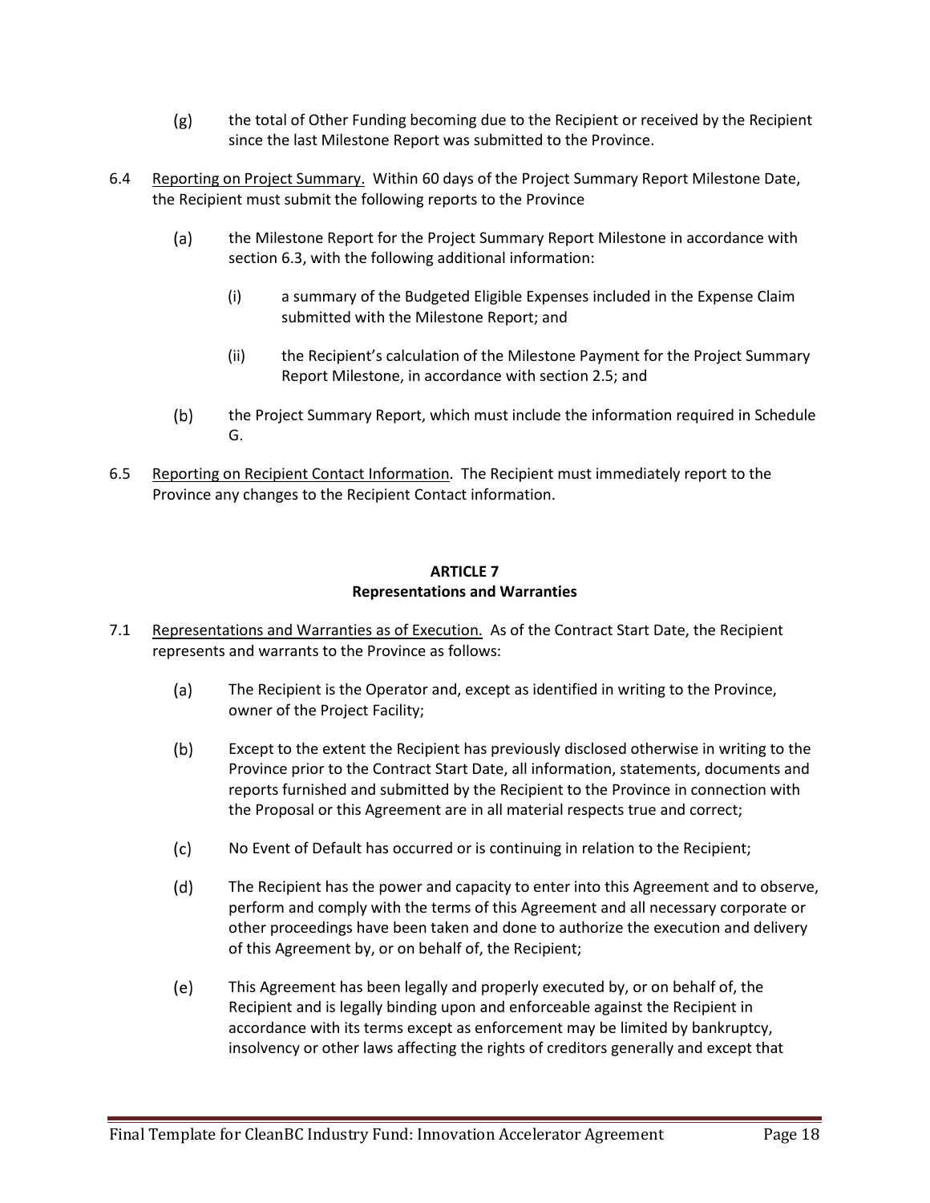(g) the total of Other Funding becoming due to the Recipient or received by the Recipient since the last Milestone Report was submitted to the Province.

6.4 Reporting on Project Summary. Within 60 days of the Project Summary Report Milestone Date, the Recipient must submit the following reports to the Province

(a) the Milestone Report for the Project Summary Report Milestone in accordance with section 6.3, with the following additional information:

(i) a summary of the Budgeted Eligible Expenses included in the Expense Claim submitted with the Milestone Report; and

(ii) the Recipient's calculation of the Milestone Payment for the Project Summary Report Milestone, in accordance with section 2.5; and

(b) the Project Summary Report, which must include the information required in Schedule G.

6.5 Reporting on Recipient Contact Information. The Recipient must immediately report to the Province any changes to the Recipient Contact information.

## ARTICLE 7
## Representations and Warranties

7.1 Representations and Warranties as of Execution. As of the Contract Start Date, the Recipient represents and warrants to the Province as follows:

(a) The Recipient is the Operator and, except as identified in writing to the Province, owner of the Project Facility;

(b) Except to the extent the Recipient has previously disclosed otherwise in writing to the Province prior to the Contract Start Date, all information, statements, documents and reports furnished and submitted by the Recipient to the Province in connection with the Proposal or this Agreement are in all material respects true and correct;

(c) No Event of Default has occurred or is continuing in relation to the Recipient;

(d) The Recipient has the power and capacity to enter into this Agreement and to observe, perform and comply with the terms of this Agreement and all necessary corporate or other proceedings have been taken and done to authorize the execution and delivery of this Agreement by, or on behalf of, the Recipient;

(e) This Agreement has been legally and properly executed by, or on behalf of, the Recipient and is legally binding upon and enforceable against the Recipient in accordance with its terms except as enforcement may be limited by bankruptcy, insolvency or other laws affecting the rights of creditors generally and except that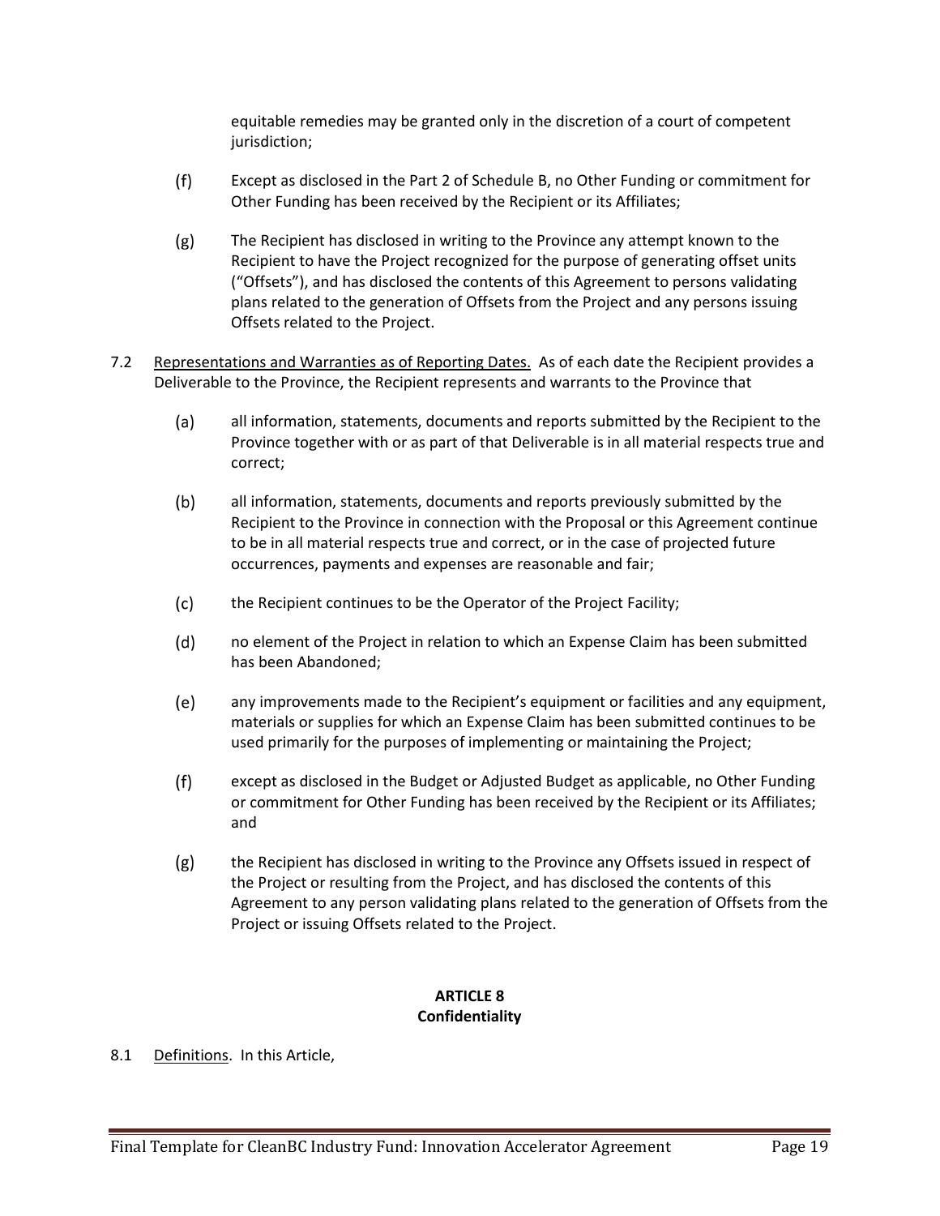equitable remedies may be granted only in the discretion of a court of competent jurisdiction;

(f) Except as disclosed in the Part 2 of Schedule B, no Other Funding or commitment for Other Funding has been received by the Recipient or its Affiliates;

(g) The Recipient has disclosed in writing to the Province any attempt known to the Recipient to have the Project recognized for the purpose of generating offset units ("Offsets"), and has disclosed the contents of this Agreement to persons validating plans related to the generation of Offsets from the Project and any persons issuing Offsets related to the Project.

7.2 <u>Representations and Warranties as of Reporting Dates.</u> As of each date the Recipient provides a Deliverable to the Province, the Recipient represents and warrants to the Province that

(a) all information, statements, documents and reports submitted by the Recipient to the Province together with or as part of that Deliverable is in all material respects true and correct;

(b) all information, statements, documents and reports previously submitted by the Recipient to the Province in connection with the Proposal or this Agreement continue to be in all material respects true and correct, or in the case of projected future occurrences, payments and expenses are reasonable and fair;

(c) the Recipient continues to be the Operator of the Project Facility;

(d) no element of the Project in relation to which an Expense Claim has been submitted has been Abandoned;

(e) any improvements made to the Recipient's equipment or facilities and any equipment, materials or supplies for which an Expense Claim has been submitted continues to be used primarily for the purposes of implementing or maintaining the Project;

(f) except as disclosed in the Budget or Adjusted Budget as applicable, no Other Funding or commitment for Other Funding has been received by the Recipient or its Affiliates; and

(g) the Recipient has disclosed in writing to the Province any Offsets issued in respect of the Project or resulting from the Project, and has disclosed the contents of this Agreement to any person validating plans related to the generation of Offsets from the Project or issuing Offsets related to the Project.

## ARTICLE 8
## Confidentiality

8.1 <u>Definitions</u>. In this Article,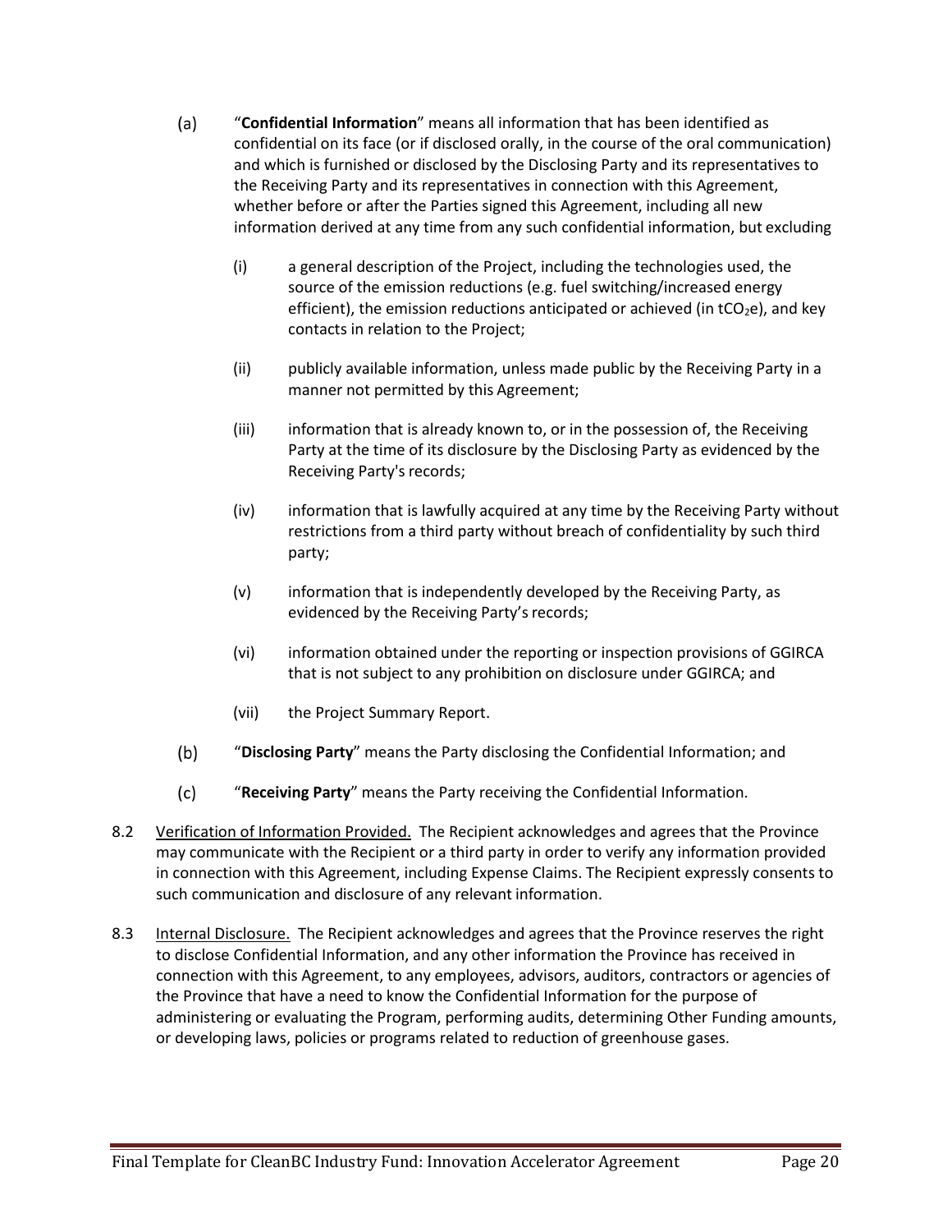(a) "**Confidential Information**" means all information that has been identified as confidential on its face (or if disclosed orally, in the course of the oral communication) and which is furnished or disclosed by the Disclosing Party and its representatives to the Receiving Party and its representatives in connection with this Agreement, whether before or after the Parties signed this Agreement, including all new information derived at any time from any such confidential information, but excluding

  (i) a general description of the Project, including the technologies used, the source of the emission reductions (e.g. fuel switching/increased energy efficient), the emission reductions anticipated or achieved (in $tCO_2e$), and key contacts in relation to the Project;

  (ii) publicly available information, unless made public by the Receiving Party in a manner not permitted by this Agreement;

  (iii) information that is already known to, or in the possession of, the Receiving Party at the time of its disclosure by the Disclosing Party as evidenced by the Receiving Party's records;

  (iv) information that is lawfully acquired at any time by the Receiving Party without restrictions from a third party without breach of confidentiality by such third party;

  (v) information that is independently developed by the Receiving Party, as evidenced by the Receiving Party's records;

  (vi) information obtained under the reporting or inspection provisions of GGIRCA that is not subject to any prohibition on disclosure under GGIRCA; and

  (vii) the Project Summary Report.

(b) "**Disclosing Party**" means the Party disclosing the Confidential Information; and

(c) "**Receiving Party**" means the Party receiving the Confidential Information.

8.2 Verification of Information Provided. The Recipient acknowledges and agrees that the Province may communicate with the Recipient or a third party in order to verify any information provided in connection with this Agreement, including Expense Claims. The Recipient expressly consents to such communication and disclosure of any relevant information.

8.3 Internal Disclosure. The Recipient acknowledges and agrees that the Province reserves the right to disclose Confidential Information, and any other information the Province has received in connection with this Agreement, to any employees, advisors, auditors, contractors or agencies of the Province that have a need to know the Confidential Information for the purpose of administering or evaluating the Program, performing audits, determining Other Funding amounts, or developing laws, policies or programs related to reduction of greenhouse gases.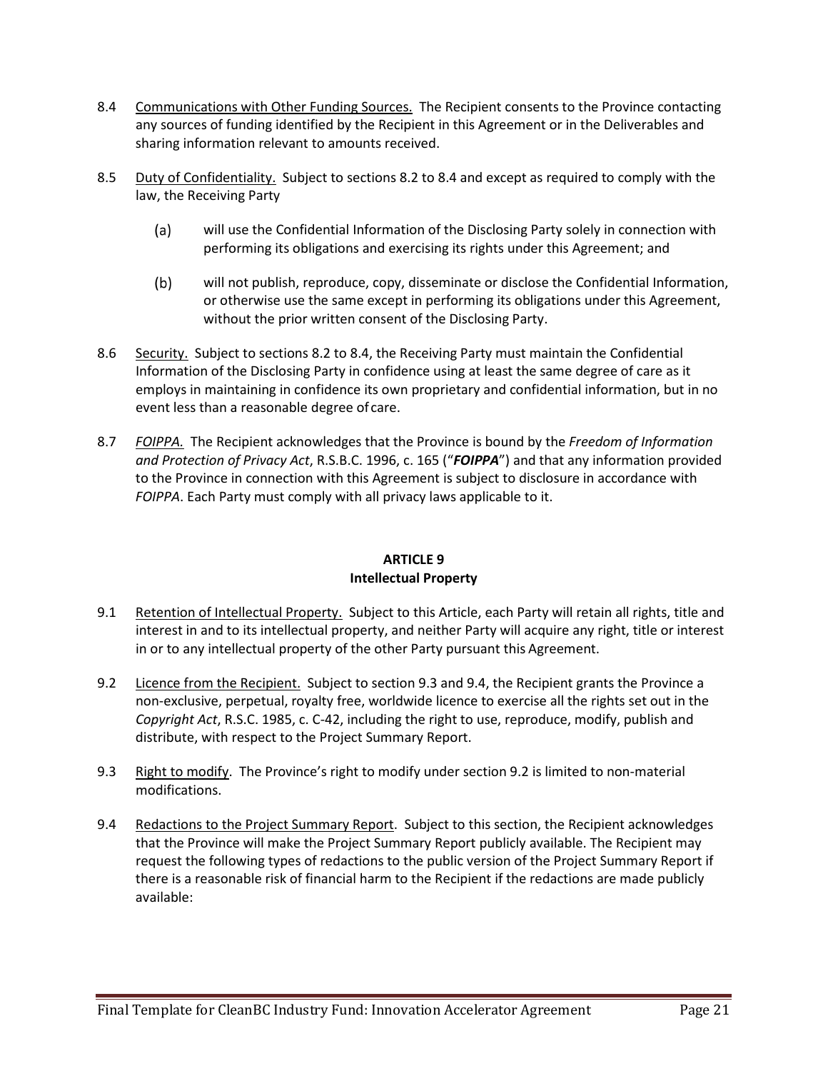8.4 Communications with Other Funding Sources. The Recipient consents to the Province contacting any sources of funding identified by the Recipient in this Agreement or in the Deliverables and sharing information relevant to amounts received.

8.5 Duty of Confidentiality. Subject to sections 8.2 to 8.4 and except as required to comply with the law, the Receiving Party

(a) will use the Confidential Information of the Disclosing Party solely in connection with performing its obligations and exercising its rights under this Agreement; and

(b) will not publish, reproduce, copy, disseminate or disclose the Confidential Information, or otherwise use the same except in performing its obligations under this Agreement, without the prior written consent of the Disclosing Party.

8.6 Security. Subject to sections 8.2 to 8.4, the Receiving Party must maintain the Confidential Information of the Disclosing Party in confidence using at least the same degree of care as it employs in maintaining in confidence its own proprietary and confidential information, but in no event less than a reasonable degree of care.

8.7 *FOIPPA.* The Recipient acknowledges that the Province is bound by the *Freedom of Information and Protection of Privacy Act*, R.S.B.C. 1996, c. 165 ("***FOIPPA***") and that any information provided to the Province in connection with this Agreement is subject to disclosure in accordance with *FOIPPA*. Each Party must comply with all privacy laws applicable to it.

## ARTICLE 9
## Intellectual Property

9.1 Retention of Intellectual Property. Subject to this Article, each Party will retain all rights, title and interest in and to its intellectual property, and neither Party will acquire any right, title or interest in or to any intellectual property of the other Party pursuant this Agreement.

9.2 Licence from the Recipient. Subject to section 9.3 and 9.4, the Recipient grants the Province a non-exclusive, perpetual, royalty free, worldwide licence to exercise all the rights set out in the *Copyright Act*, R.S.C. 1985, c. C-42, including the right to use, reproduce, modify, publish and distribute, with respect to the Project Summary Report.

9.3 Right to modify. The Province's right to modify under section 9.2 is limited to non-material modifications.

9.4 Redactions to the Project Summary Report. Subject to this section, the Recipient acknowledges that the Province will make the Project Summary Report publicly available. The Recipient may request the following types of redactions to the public version of the Project Summary Report if there is a reasonable risk of financial harm to the Recipient if the redactions are made publicly available: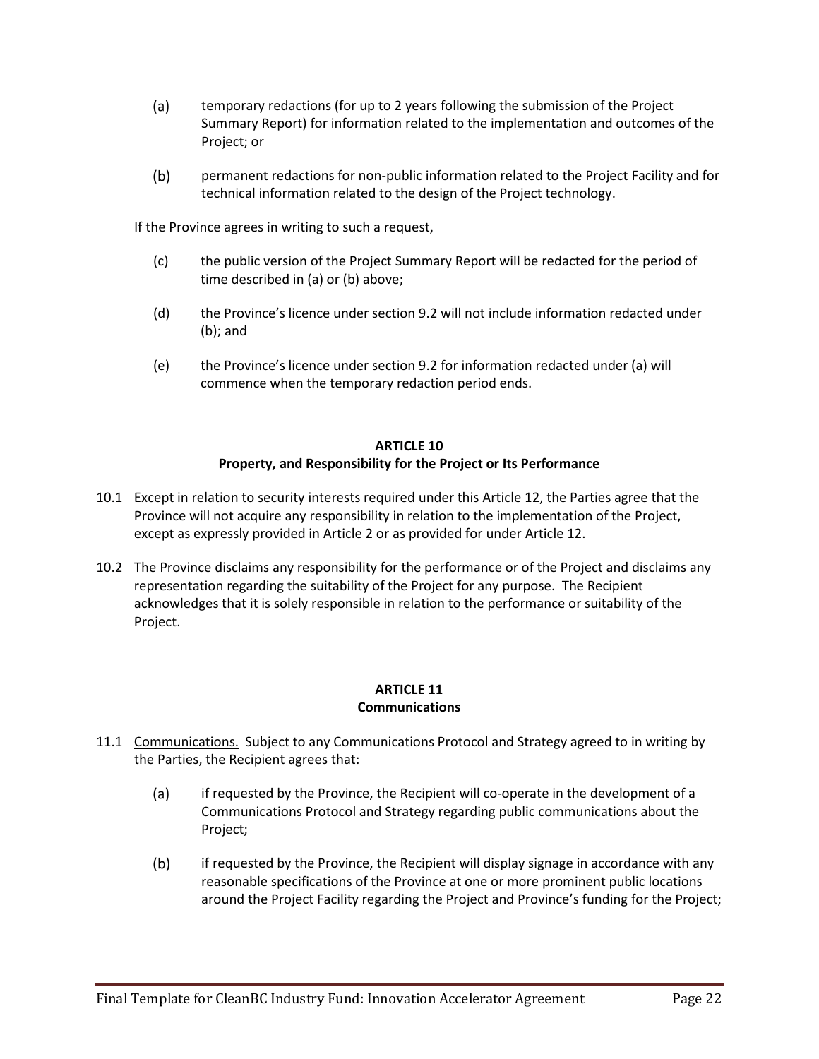(a) temporary redactions (for up to 2 years following the submission of the Project Summary Report) for information related to the implementation and outcomes of the Project; or

(b) permanent redactions for non-public information related to the Project Facility and for technical information related to the design of the Project technology.

If the Province agrees in writing to such a request,

(c) the public version of the Project Summary Report will be redacted for the period of time described in (a) or (b) above;

(d) the Province's licence under section 9.2 will not include information redacted under (b); and

(e) the Province's licence under section 9.2 for information redacted under (a) will commence when the temporary redaction period ends.

## ARTICLE 10
## Property, and Responsibility for the Project or Its Performance

10.1 Except in relation to security interests required under this Article 12, the Parties agree that the Province will not acquire any responsibility in relation to the implementation of the Project, except as expressly provided in Article 2 or as provided for under Article 12.

10.2 The Province disclaims any responsibility for the performance or of the Project and disclaims any representation regarding the suitability of the Project for any purpose. The Recipient acknowledges that it is solely responsible in relation to the performance or suitability of the Project.

## ARTICLE 11
## Communications

11.1 Communications. Subject to any Communications Protocol and Strategy agreed to in writing by the Parties, the Recipient agrees that:

(a) if requested by the Province, the Recipient will co-operate in the development of a Communications Protocol and Strategy regarding public communications about the Project;

(b) if requested by the Province, the Recipient will display signage in accordance with any reasonable specifications of the Province at one or more prominent public locations around the Project Facility regarding the Project and Province's funding for the Project;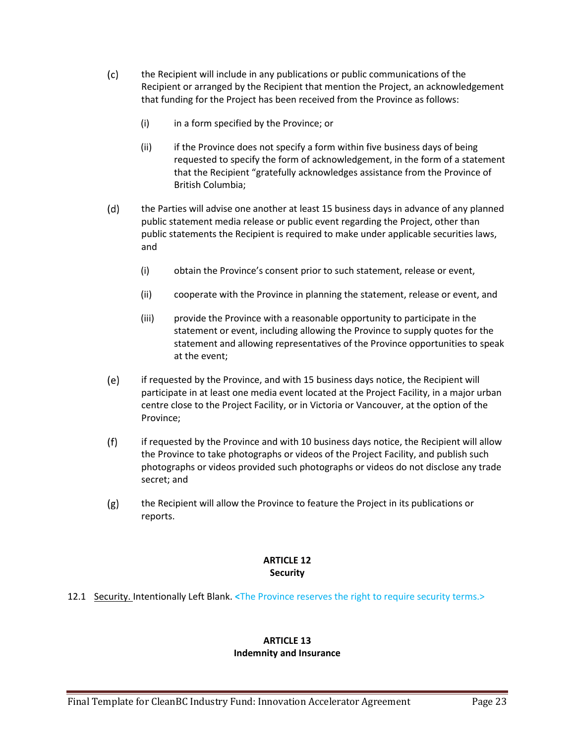(c) the Recipient will include in any publications or public communications of the Recipient or arranged by the Recipient that mention the Project, an acknowledgement that funding for the Project has been received from the Province as follows:

   (i) in a form specified by the Province; or

   (ii) if the Province does not specify a form within five business days of being requested to specify the form of acknowledgement, in the form of a statement that the Recipient "gratefully acknowledges assistance from the Province of British Columbia;

(d) the Parties will advise one another at least 15 business days in advance of any planned public statement media release or public event regarding the Project, other than public statements the Recipient is required to make under applicable securities laws, and

   (i) obtain the Province's consent prior to such statement, release or event,

   (ii) cooperate with the Province in planning the statement, release or event, and

   (iii) provide the Province with a reasonable opportunity to participate in the statement or event, including allowing the Province to supply quotes for the statement and allowing representatives of the Province opportunities to speak at the event;

(e) if requested by the Province, and with 15 business days notice, the Recipient will participate in at least one media event located at the Project Facility, in a major urban centre close to the Project Facility, or in Victoria or Vancouver, at the option of the Province;

(f) if requested by the Province and with 10 business days notice, the Recipient will allow the Province to take photographs or videos of the Project Facility, and publish such photographs or videos provided such photographs or videos do not disclose any trade secret; and

(g) the Recipient will allow the Province to feature the Project in its publications or reports.

## ARTICLE 12
## Security

12.1 Security. Intentionally Left Blank. <The Province reserves the right to require security terms.>

## ARTICLE 13
## Indemnity and Insurance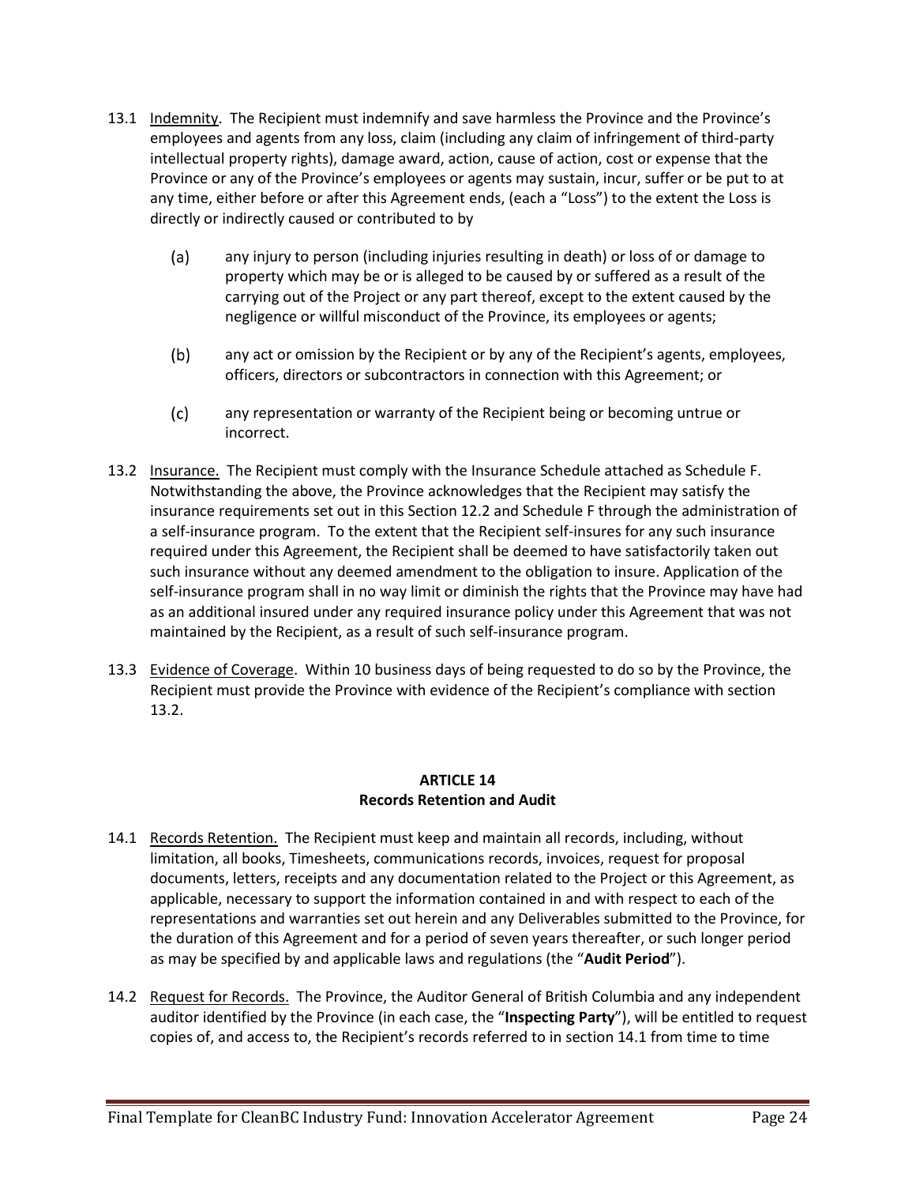13.1 Indemnity. The Recipient must indemnify and save harmless the Province and the Province's employees and agents from any loss, claim (including any claim of infringement of third-party intellectual property rights), damage award, action, cause of action, cost or expense that the Province or any of the Province's employees or agents may sustain, incur, suffer or be put to at any time, either before or after this Agreement ends, (each a "Loss") to the extent the Loss is directly or indirectly caused or contributed to by

(a) any injury to person (including injuries resulting in death) or loss of or damage to property which may be or is alleged to be caused by or suffered as a result of the carrying out of the Project or any part thereof, except to the extent caused by the negligence or willful misconduct of the Province, its employees or agents;

(b) any act or omission by the Recipient or by any of the Recipient's agents, employees, officers, directors or subcontractors in connection with this Agreement; or

(c) any representation or warranty of the Recipient being or becoming untrue or incorrect.

13.2 Insurance. The Recipient must comply with the Insurance Schedule attached as Schedule F. Notwithstanding the above, the Province acknowledges that the Recipient may satisfy the insurance requirements set out in this Section 12.2 and Schedule F through the administration of a self-insurance program. To the extent that the Recipient self-insures for any such insurance required under this Agreement, the Recipient shall be deemed to have satisfactorily taken out such insurance without any deemed amendment to the obligation to insure. Application of the self-insurance program shall in no way limit or diminish the rights that the Province may have had as an additional insured under any required insurance policy under this Agreement that was not maintained by the Recipient, as a result of such self-insurance program.

13.3 Evidence of Coverage. Within 10 business days of being requested to do so by the Province, the Recipient must provide the Province with evidence of the Recipient's compliance with section 13.2.

## ARTICLE 14
## Records Retention and Audit

14.1 Records Retention. The Recipient must keep and maintain all records, including, without limitation, all books, Timesheets, communications records, invoices, request for proposal documents, letters, receipts and any documentation related to the Project or this Agreement, as applicable, necessary to support the information contained in and with respect to each of the representations and warranties set out herein and any Deliverables submitted to the Province, for the duration of this Agreement and for a period of seven years thereafter, or such longer period as may be specified by and applicable laws and regulations (the "**Audit Period**").

14.2 Request for Records. The Province, the Auditor General of British Columbia and any independent auditor identified by the Province (in each case, the "**Inspecting Party**"), will be entitled to request copies of, and access to, the Recipient's records referred to in section 14.1 from time to time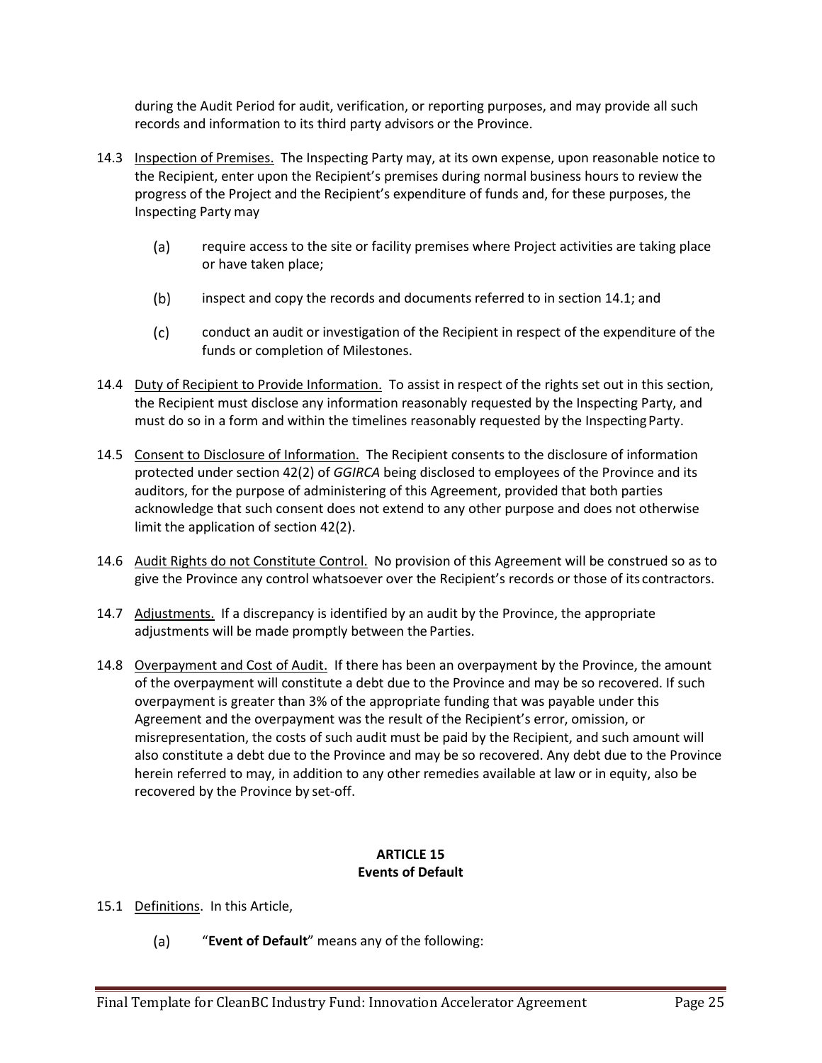during the Audit Period for audit, verification, or reporting purposes, and may provide all such records and information to its third party advisors or the Province.

14.3 Inspection of Premises. The Inspecting Party may, at its own expense, upon reasonable notice to the Recipient, enter upon the Recipient's premises during normal business hours to review the progress of the Project and the Recipient's expenditure of funds and, for these purposes, the Inspecting Party may

(a) require access to the site or facility premises where Project activities are taking place or have taken place;

(b) inspect and copy the records and documents referred to in section 14.1; and

(c) conduct an audit or investigation of the Recipient in respect of the expenditure of the funds or completion of Milestones.

14.4 Duty of Recipient to Provide Information. To assist in respect of the rights set out in this section, the Recipient must disclose any information reasonably requested by the Inspecting Party, and must do so in a form and within the timelines reasonably requested by the Inspecting Party.

14.5 Consent to Disclosure of Information. The Recipient consents to the disclosure of information protected under section 42(2) of *GGIRCA* being disclosed to employees of the Province and its auditors, for the purpose of administering of this Agreement, provided that both parties acknowledge that such consent does not extend to any other purpose and does not otherwise limit the application of section 42(2).

14.6 Audit Rights do not Constitute Control. No provision of this Agreement will be construed so as to give the Province any control whatsoever over the Recipient's records or those of its contractors.

14.7 Adjustments. If a discrepancy is identified by an audit by the Province, the appropriate adjustments will be made promptly between the Parties.

14.8 Overpayment and Cost of Audit. If there has been an overpayment by the Province, the amount of the overpayment will constitute a debt due to the Province and may be so recovered. If such overpayment is greater than 3% of the appropriate funding that was payable under this Agreement and the overpayment was the result of the Recipient's error, omission, or misrepresentation, the costs of such audit must be paid by the Recipient, and such amount will also constitute a debt due to the Province and may be so recovered. Any debt due to the Province herein referred to may, in addition to any other remedies available at law or in equity, also be recovered by the Province by set-off.

## ARTICLE 15
## Events of Default

15.1 Definitions. In this Article,

(a) "**Event of Default**" means any of the following: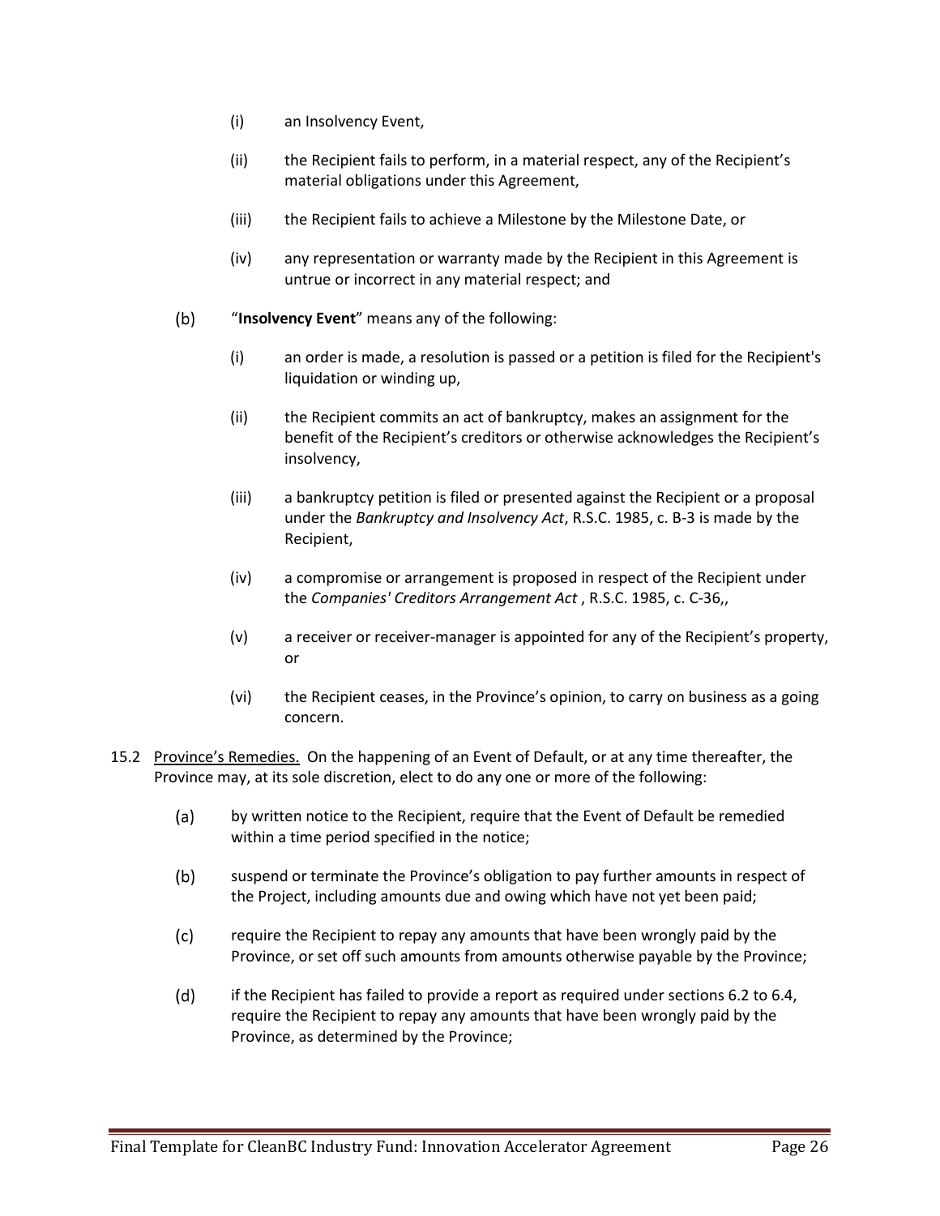(i) an Insolvency Event,

(ii) the Recipient fails to perform, in a material respect, any of the Recipient's material obligations under this Agreement,

(iii) the Recipient fails to achieve a Milestone by the Milestone Date, or

(iv) any representation or warranty made by the Recipient in this Agreement is untrue or incorrect in any material respect; and

(b) "**Insolvency Event**" means any of the following:

(i) an order is made, a resolution is passed or a petition is filed for the Recipient's liquidation or winding up,

(ii) the Recipient commits an act of bankruptcy, makes an assignment for the benefit of the Recipient's creditors or otherwise acknowledges the Recipient's insolvency,

(iii) a bankruptcy petition is filed or presented against the Recipient or a proposal under the *Bankruptcy and Insolvency Act*, R.S.C. 1985, c. B-3 is made by the Recipient,

(iv) a compromise or arrangement is proposed in respect of the Recipient under the *Companies' Creditors Arrangement Act* , R.S.C. 1985, c. C-36,,

(v) a receiver or receiver-manager is appointed for any of the Recipient's property, or

(vi) the Recipient ceases, in the Province's opinion, to carry on business as a going concern.

15.2 Province's Remedies. On the happening of an Event of Default, or at any time thereafter, the Province may, at its sole discretion, elect to do any one or more of the following:

(a) by written notice to the Recipient, require that the Event of Default be remedied within a time period specified in the notice;

(b) suspend or terminate the Province's obligation to pay further amounts in respect of the Project, including amounts due and owing which have not yet been paid;

(c) require the Recipient to repay any amounts that have been wrongly paid by the Province, or set off such amounts from amounts otherwise payable by the Province;

(d) if the Recipient has failed to provide a report as required under sections 6.2 to 6.4, require the Recipient to repay any amounts that have been wrongly paid by the Province, as determined by the Province;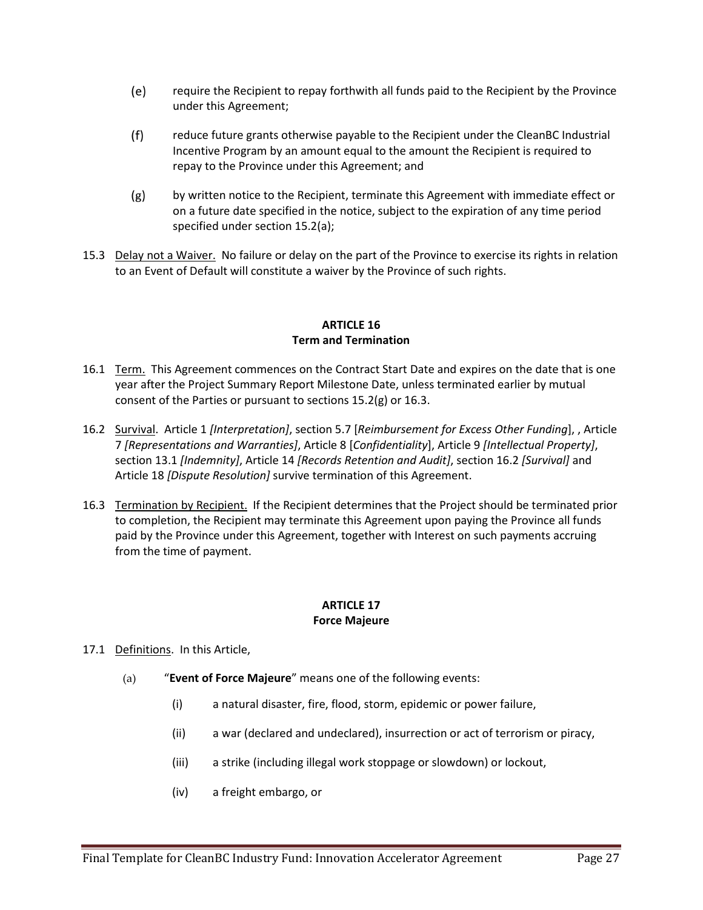(e) require the Recipient to repay forthwith all funds paid to the Recipient by the Province under this Agreement;

(f) reduce future grants otherwise payable to the Recipient under the CleanBC Industrial Incentive Program by an amount equal to the amount the Recipient is required to repay to the Province under this Agreement; and

(g) by written notice to the Recipient, terminate this Agreement with immediate effect or on a future date specified in the notice, subject to the expiration of any time period specified under section 15.2(a);

15.3 Delay not a Waiver. No failure or delay on the part of the Province to exercise its rights in relation to an Event of Default will constitute a waiver by the Province of such rights.

## ARTICLE 16
## Term and Termination

16.1 Term. This Agreement commences on the Contract Start Date and expires on the date that is one year after the Project Summary Report Milestone Date, unless terminated earlier by mutual consent of the Parties or pursuant to sections 15.2(g) or 16.3.

16.2 Survival. Article 1 *[Interpretation]*, section 5.7 [*Reimbursement for Excess Other Funding*], , Article 7 *[Representations and Warranties]*, Article 8 [*Confidentiality*], Article 9 *[Intellectual Property]*, section 13.1 *[Indemnity]*, Article 14 *[Records Retention and Audit]*, section 16.2 *[Survival]* and Article 18 *[Dispute Resolution]* survive termination of this Agreement.

16.3 Termination by Recipient. If the Recipient determines that the Project should be terminated prior to completion, the Recipient may terminate this Agreement upon paying the Province all funds paid by the Province under this Agreement, together with Interest on such payments accruing from the time of payment.

## ARTICLE 17
## Force Majeure

17.1 Definitions. In this Article,

(a) "**Event of Force Majeure**" means one of the following events:

(i) a natural disaster, fire, flood, storm, epidemic or power failure,

(ii) a war (declared and undeclared), insurrection or act of terrorism or piracy,

(iii) a strike (including illegal work stoppage or slowdown) or lockout,

(iv) a freight embargo, or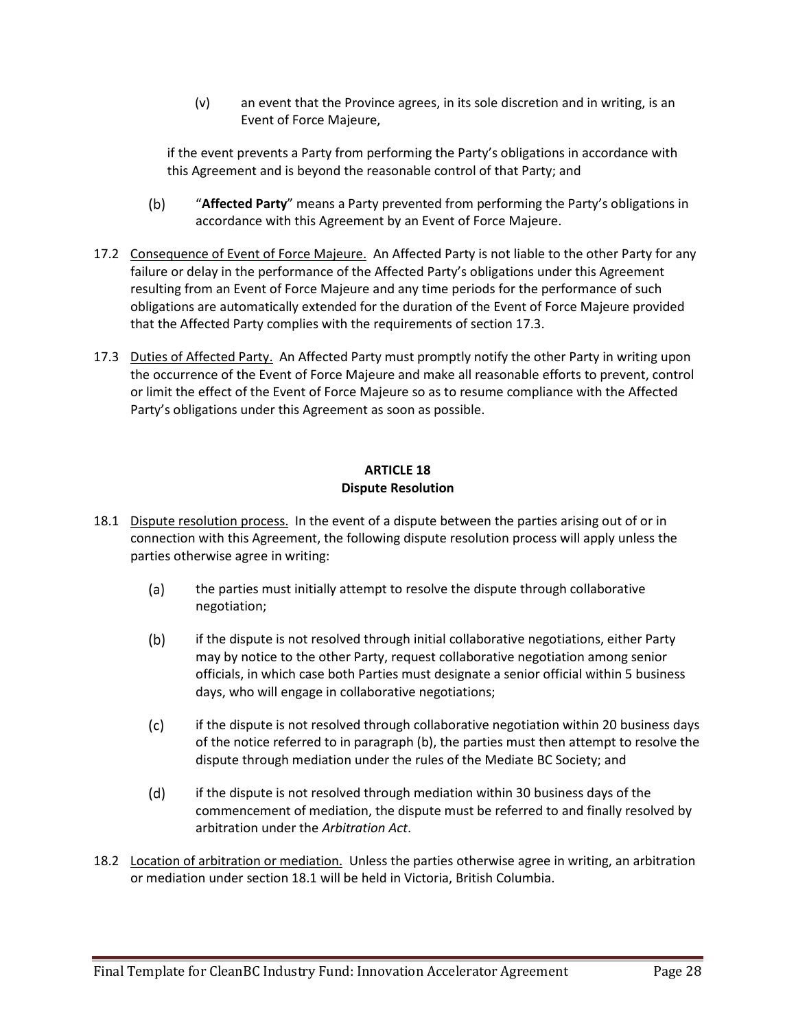(v) an event that the Province agrees, in its sole discretion and in writing, is an Event of Force Majeure,

if the event prevents a Party from performing the Party's obligations in accordance with this Agreement and is beyond the reasonable control of that Party; and

(b) "**Affected Party**" means a Party prevented from performing the Party's obligations in accordance with this Agreement by an Event of Force Majeure.

17.2 Consequence of Event of Force Majeure. An Affected Party is not liable to the other Party for any failure or delay in the performance of the Affected Party's obligations under this Agreement resulting from an Event of Force Majeure and any time periods for the performance of such obligations are automatically extended for the duration of the Event of Force Majeure provided that the Affected Party complies with the requirements of section 17.3.

17.3 Duties of Affected Party. An Affected Party must promptly notify the other Party in writing upon the occurrence of the Event of Force Majeure and make all reasonable efforts to prevent, control or limit the effect of the Event of Force Majeure so as to resume compliance with the Affected Party's obligations under this Agreement as soon as possible.

## ARTICLE 18
## Dispute Resolution

18.1 Dispute resolution process. In the event of a dispute between the parties arising out of or in connection with this Agreement, the following dispute resolution process will apply unless the parties otherwise agree in writing:

(a) the parties must initially attempt to resolve the dispute through collaborative negotiation;

(b) if the dispute is not resolved through initial collaborative negotiations, either Party may by notice to the other Party, request collaborative negotiation among senior officials, in which case both Parties must designate a senior official within 5 business days, who will engage in collaborative negotiations;

(c) if the dispute is not resolved through collaborative negotiation within 20 business days of the notice referred to in paragraph (b), the parties must then attempt to resolve the dispute through mediation under the rules of the Mediate BC Society; and

(d) if the dispute is not resolved through mediation within 30 business days of the commencement of mediation, the dispute must be referred to and finally resolved by arbitration under the *Arbitration Act*.

18.2 Location of arbitration or mediation. Unless the parties otherwise agree in writing, an arbitration or mediation under section 18.1 will be held in Victoria, British Columbia.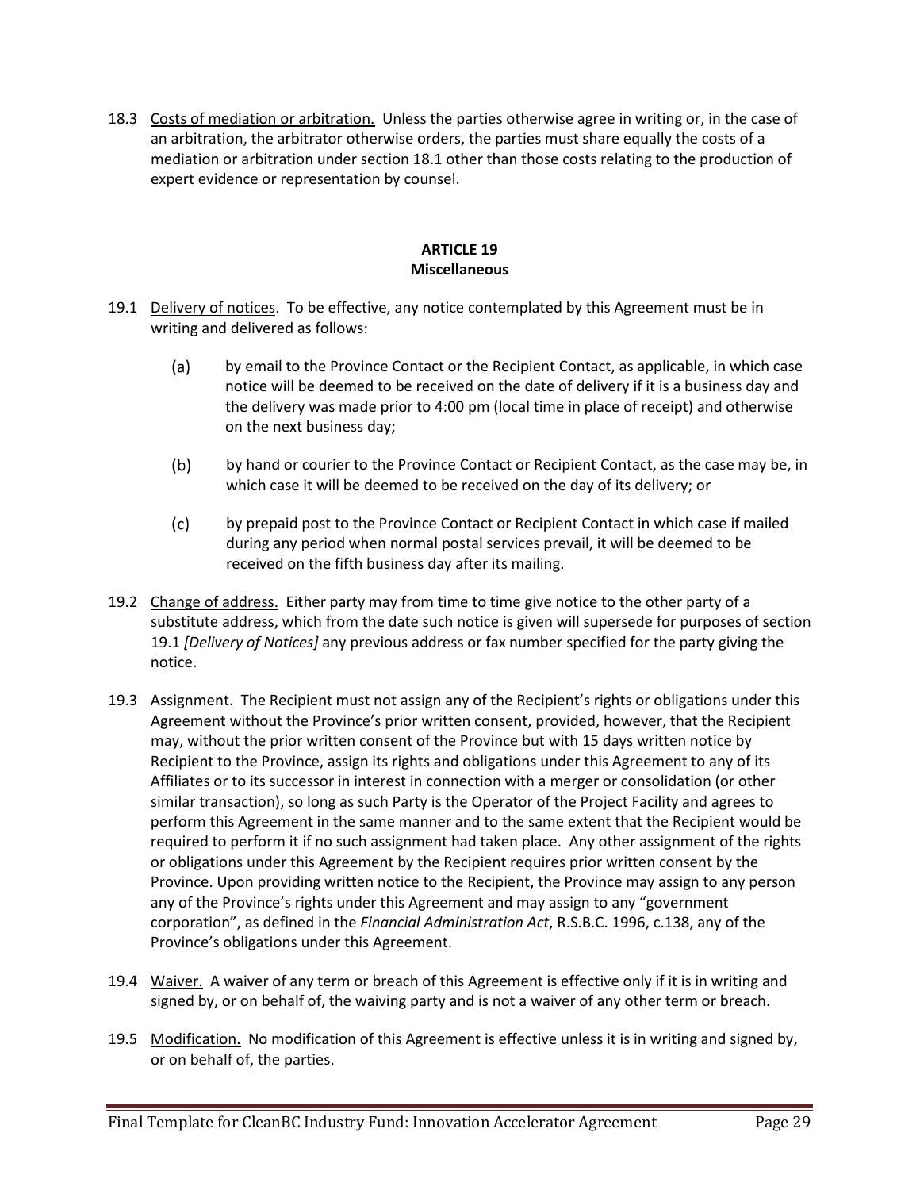18.3 Costs of mediation or arbitration. Unless the parties otherwise agree in writing or, in the case of an arbitration, the arbitrator otherwise orders, the parties must share equally the costs of a mediation or arbitration under section 18.1 other than those costs relating to the production of expert evidence or representation by counsel.

## ARTICLE 19
## Miscellaneous

19.1 Delivery of notices. To be effective, any notice contemplated by this Agreement must be in writing and delivered as follows:

(a) by email to the Province Contact or the Recipient Contact, as applicable, in which case notice will be deemed to be received on the date of delivery if it is a business day and the delivery was made prior to 4:00 pm (local time in place of receipt) and otherwise on the next business day;

(b) by hand or courier to the Province Contact or Recipient Contact, as the case may be, in which case it will be deemed to be received on the day of its delivery; or

(c) by prepaid post to the Province Contact or Recipient Contact in which case if mailed during any period when normal postal services prevail, it will be deemed to be received on the fifth business day after its mailing.

19.2 Change of address. Either party may from time to time give notice to the other party of a substitute address, which from the date such notice is given will supersede for purposes of section 19.1 *[Delivery of Notices]* any previous address or fax number specified for the party giving the notice.

19.3 Assignment. The Recipient must not assign any of the Recipient's rights or obligations under this Agreement without the Province's prior written consent, provided, however, that the Recipient may, without the prior written consent of the Province but with 15 days written notice by Recipient to the Province, assign its rights and obligations under this Agreement to any of its Affiliates or to its successor in interest in connection with a merger or consolidation (or other similar transaction), so long as such Party is the Operator of the Project Facility and agrees to perform this Agreement in the same manner and to the same extent that the Recipient would be required to perform it if no such assignment had taken place. Any other assignment of the rights or obligations under this Agreement by the Recipient requires prior written consent by the Province. Upon providing written notice to the Recipient, the Province may assign to any person any of the Province's rights under this Agreement and may assign to any "government corporation", as defined in the *Financial Administration Act*, R.S.B.C. 1996, c.138, any of the Province's obligations under this Agreement.

19.4 Waiver. A waiver of any term or breach of this Agreement is effective only if it is in writing and signed by, or on behalf of, the waiving party and is not a waiver of any other term or breach.

19.5 Modification. No modification of this Agreement is effective unless it is in writing and signed by, or on behalf of, the parties.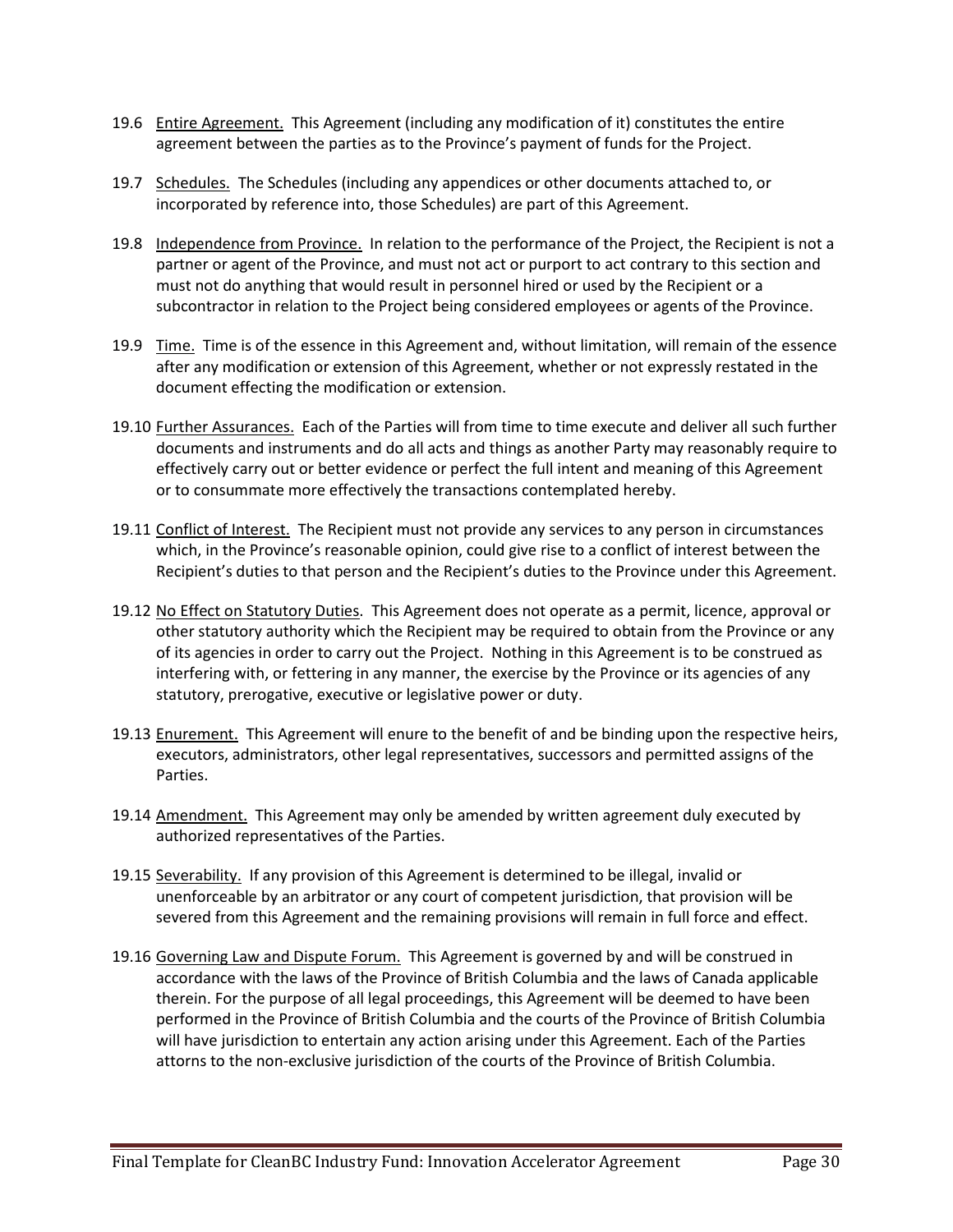19.6 Entire Agreement. This Agreement (including any modification of it) constitutes the entire agreement between the parties as to the Province's payment of funds for the Project.

19.7 Schedules. The Schedules (including any appendices or other documents attached to, or incorporated by reference into, those Schedules) are part of this Agreement.

19.8 Independence from Province. In relation to the performance of the Project, the Recipient is not a partner or agent of the Province, and must not act or purport to act contrary to this section and must not do anything that would result in personnel hired or used by the Recipient or a subcontractor in relation to the Project being considered employees or agents of the Province.

19.9 Time. Time is of the essence in this Agreement and, without limitation, will remain of the essence after any modification or extension of this Agreement, whether or not expressly restated in the document effecting the modification or extension.

19.10 Further Assurances. Each of the Parties will from time to time execute and deliver all such further documents and instruments and do all acts and things as another Party may reasonably require to effectively carry out or better evidence or perfect the full intent and meaning of this Agreement or to consummate more effectively the transactions contemplated hereby.

19.11 Conflict of Interest. The Recipient must not provide any services to any person in circumstances which, in the Province's reasonable opinion, could give rise to a conflict of interest between the Recipient's duties to that person and the Recipient's duties to the Province under this Agreement.

19.12 No Effect on Statutory Duties. This Agreement does not operate as a permit, licence, approval or other statutory authority which the Recipient may be required to obtain from the Province or any of its agencies in order to carry out the Project. Nothing in this Agreement is to be construed as interfering with, or fettering in any manner, the exercise by the Province or its agencies of any statutory, prerogative, executive or legislative power or duty.

19.13 Enurement. This Agreement will enure to the benefit of and be binding upon the respective heirs, executors, administrators, other legal representatives, successors and permitted assigns of the Parties.

19.14 Amendment. This Agreement may only be amended by written agreement duly executed by authorized representatives of the Parties.

19.15 Severability. If any provision of this Agreement is determined to be illegal, invalid or unenforceable by an arbitrator or any court of competent jurisdiction, that provision will be severed from this Agreement and the remaining provisions will remain in full force and effect.

19.16 Governing Law and Dispute Forum. This Agreement is governed by and will be construed in accordance with the laws of the Province of British Columbia and the laws of Canada applicable therein. For the purpose of all legal proceedings, this Agreement will be deemed to have been performed in the Province of British Columbia and the courts of the Province of British Columbia will have jurisdiction to entertain any action arising under this Agreement. Each of the Parties attorns to the non-exclusive jurisdiction of the courts of the Province of British Columbia.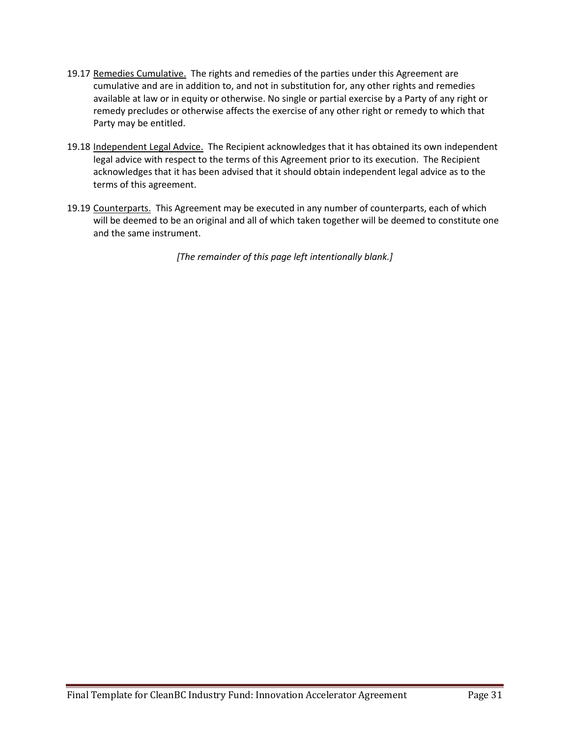19.17 Remedies Cumulative. The rights and remedies of the parties under this Agreement are cumulative and are in addition to, and not in substitution for, any other rights and remedies available at law or in equity or otherwise. No single or partial exercise by a Party of any right or remedy precludes or otherwise affects the exercise of any other right or remedy to which that Party may be entitled.

19.18 Independent Legal Advice. The Recipient acknowledges that it has obtained its own independent legal advice with respect to the terms of this Agreement prior to its execution. The Recipient acknowledges that it has been advised that it should obtain independent legal advice as to the terms of this agreement.

19.19 Counterparts. This Agreement may be executed in any number of counterparts, each of which will be deemed to be an original and all of which taken together will be deemed to constitute one and the same instrument.

*[The remainder of this page left intentionally blank.]*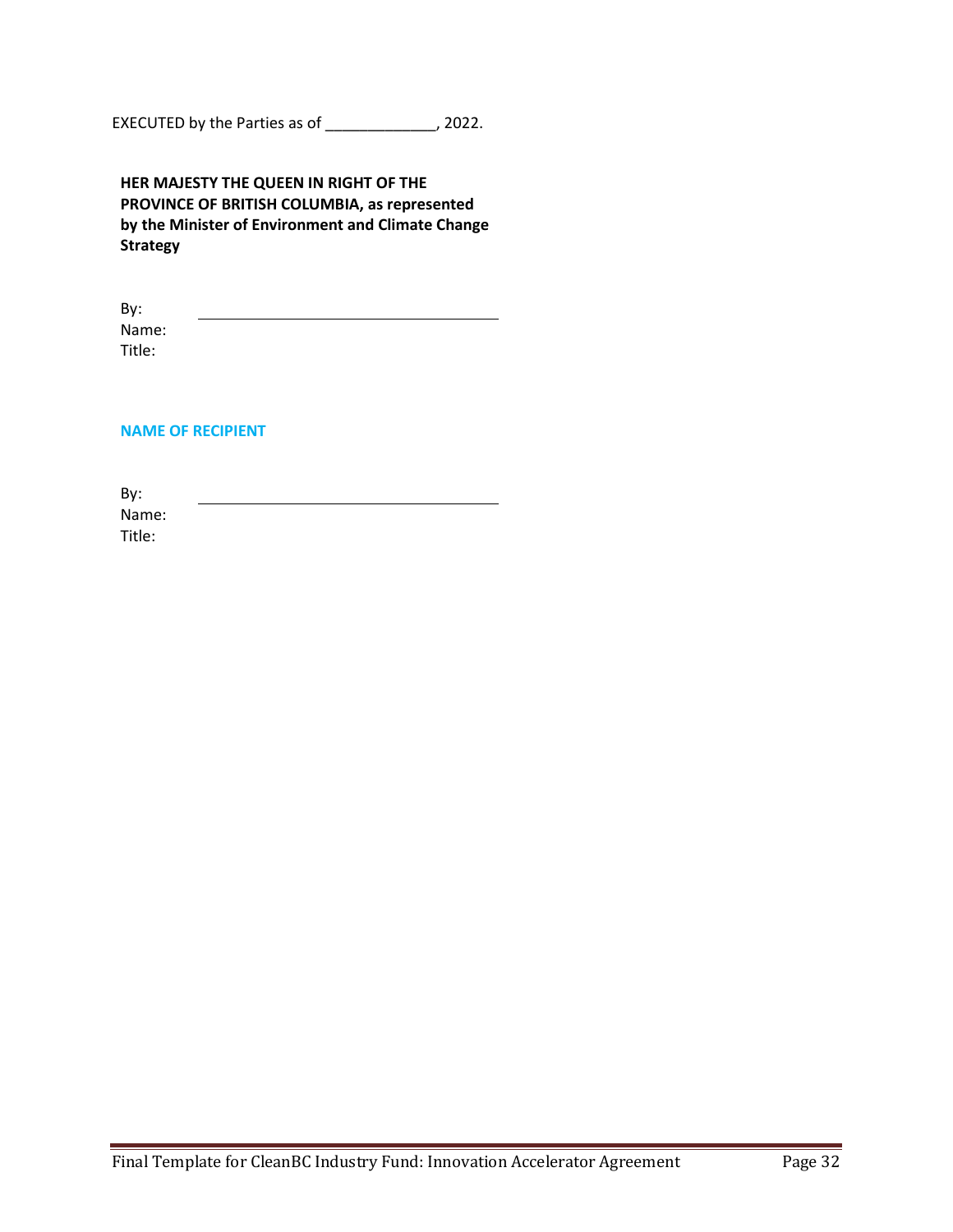EXECUTED by the Parties as of _____________, 2022.

**HER MAJESTY THE QUEEN IN RIGHT OF THE PROVINCE OF BRITISH COLUMBIA, as represented by the Minister of Environment and Climate Change Strategy**

By: ___________________________________
Name:
Title:

**NAME OF RECIPIENT**

By: ___________________________________
Name:
Title: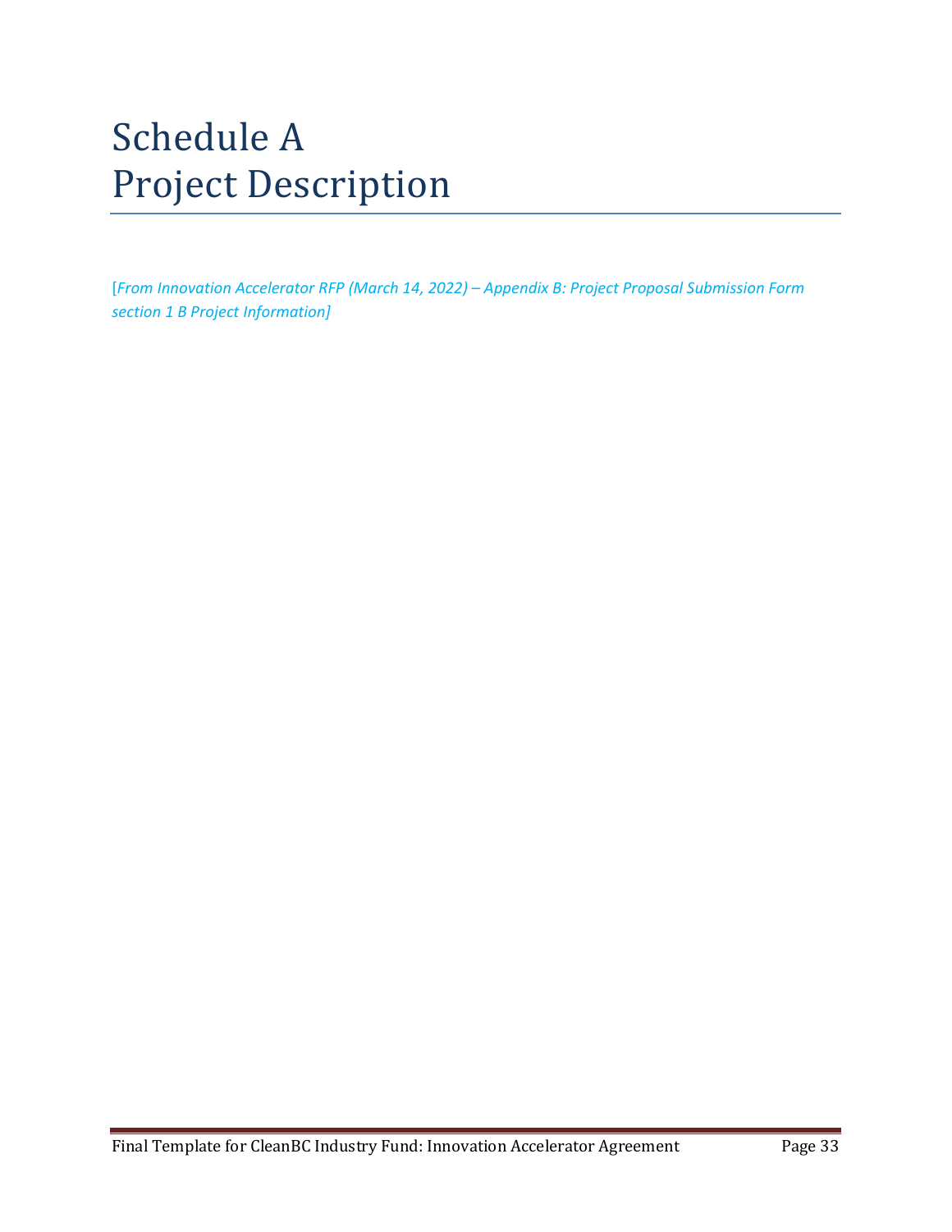# Schedule A
# Project Description

[*From Innovation Accelerator RFP (March 14, 2022) – Appendix B: Project Proposal Submission Form section 1 B Project Information]*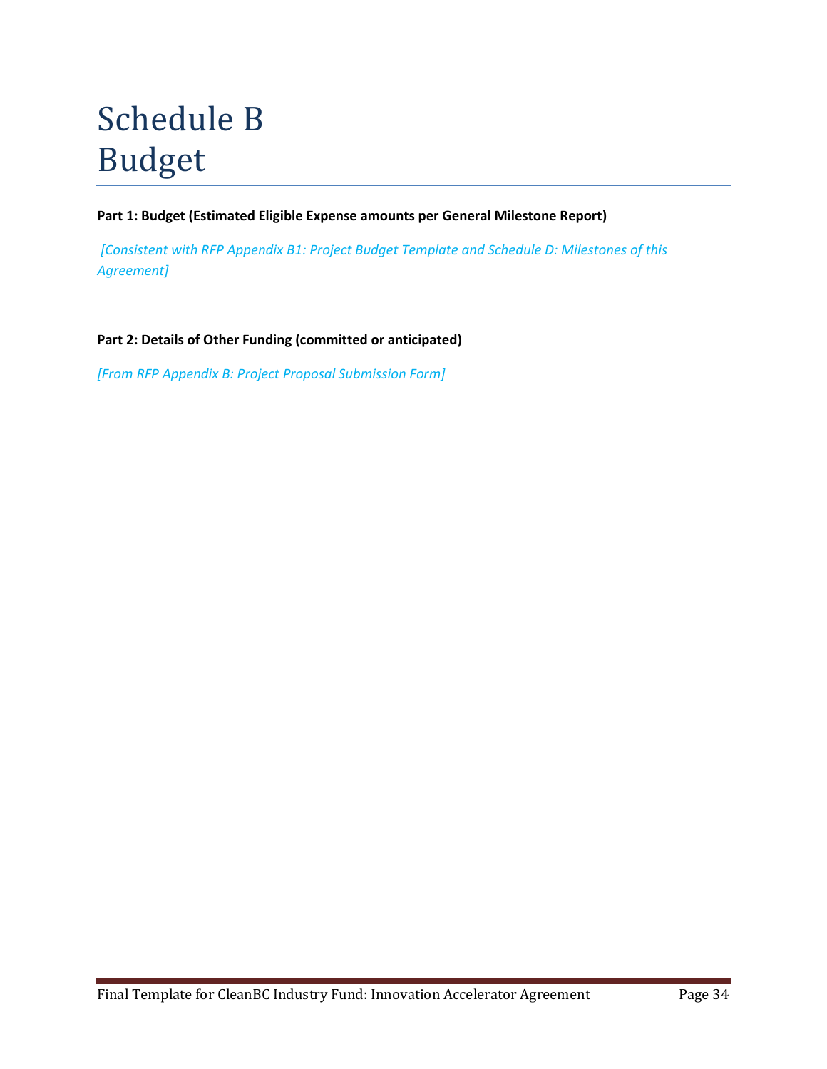# Schedule B
# Budget

**Part 1: Budget (Estimated Eligible Expense amounts per General Milestone Report)**

*[Consistent with RFP Appendix B1: Project Budget Template and Schedule D: Milestones of this Agreement]*

**Part 2: Details of Other Funding (committed or anticipated)**

*[From RFP Appendix B: Project Proposal Submission Form]*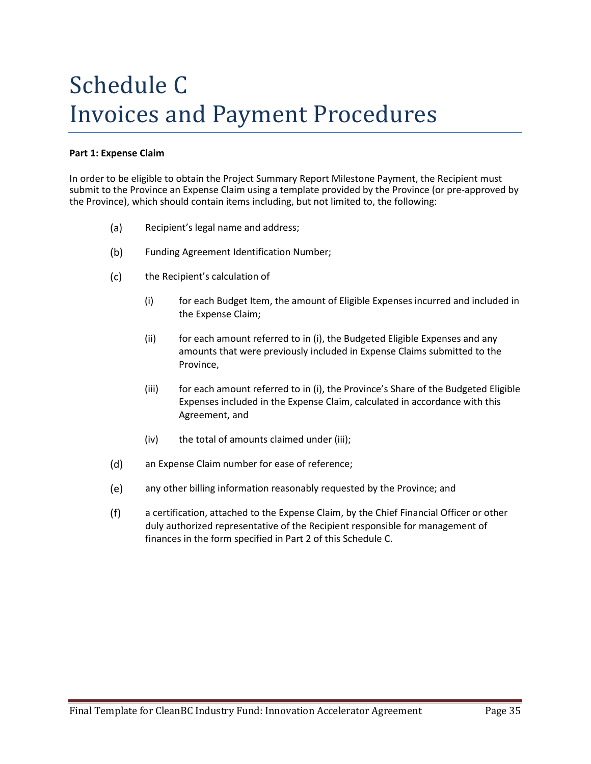# Schedule C
# Invoices and Payment Procedures

**Part 1: Expense Claim**

In order to be eligible to obtain the Project Summary Report Milestone Payment, the Recipient must submit to the Province an Expense Claim using a template provided by the Province (or pre-approved by the Province), which should contain items including, but not limited to, the following:

(a) Recipient's legal name and address;

(b) Funding Agreement Identification Number;

(c) the Recipient's calculation of

  (i) for each Budget Item, the amount of Eligible Expenses incurred and included in the Expense Claim;

  (ii) for each amount referred to in (i), the Budgeted Eligible Expenses and any amounts that were previously included in Expense Claims submitted to the Province,

  (iii) for each amount referred to in (i), the Province's Share of the Budgeted Eligible Expenses included in the Expense Claim, calculated in accordance with this Agreement, and

  (iv) the total of amounts claimed under (iii);

(d) an Expense Claim number for ease of reference;

(e) any other billing information reasonably requested by the Province; and

(f) a certification, attached to the Expense Claim, by the Chief Financial Officer or other duly authorized representative of the Recipient responsible for management of finances in the form specified in Part 2 of this Schedule C.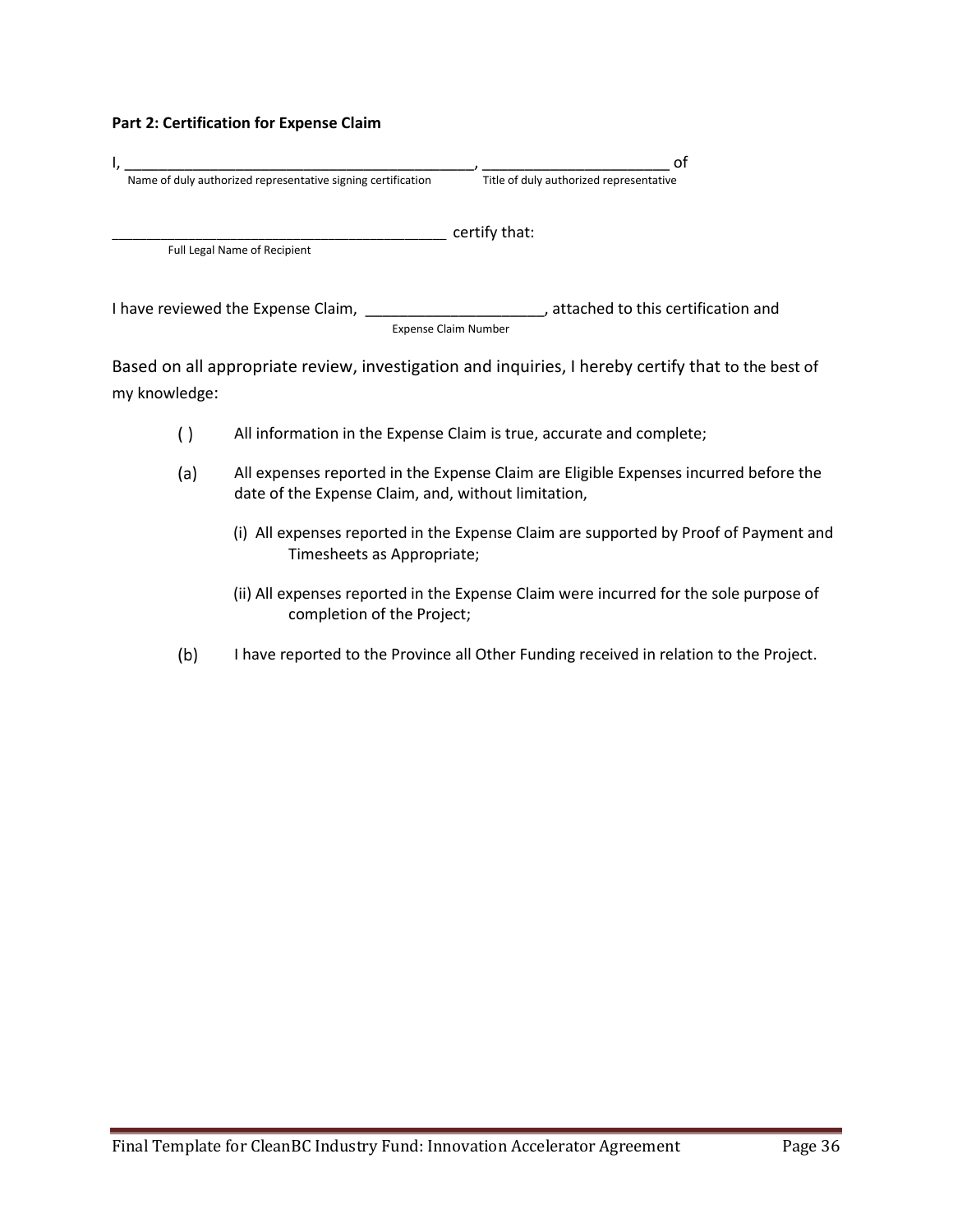**Part 2: Certification for Expense Claim**

I, \_\_\_\_\_\_\_\_\_\_\_\_\_\_\_\_\_\_\_\_\_\_\_\_\_\_\_\_\_\_\_\_\_\_\_\_\_\_\_\_\_\_, \_\_\_\_\_\_\_\_\_\_\_\_\_\_\_\_\_\_\_\_\_\_\_ of
Name of duly authorized representative signing certification        Title of duly authorized representative

\_\_\_\_\_\_\_\_\_\_\_\_\_\_\_\_\_\_\_\_\_\_\_\_\_\_\_\_\_\_\_\_\_\_\_\_\_\_\_\_ certify that:
Full Legal Name of Recipient

I have reviewed the Expense Claim, \_\_\_\_\_\_\_\_\_\_\_\_\_\_\_\_\_\_\_\_\_, attached to this certification and
Expense Claim Number

Based on all appropriate review, investigation and inquiries, I hereby certify that to the best of my knowledge:

( ) All information in the Expense Claim is true, accurate and complete;

(a) All expenses reported in the Expense Claim are Eligible Expenses incurred before the date of the Expense Claim, and, without limitation,

- (i) All expenses reported in the Expense Claim are supported by Proof of Payment and Timesheets as Appropriate;
- (ii) All expenses reported in the Expense Claim were incurred for the sole purpose of completion of the Project;

(b) I have reported to the Province all Other Funding received in relation to the Project.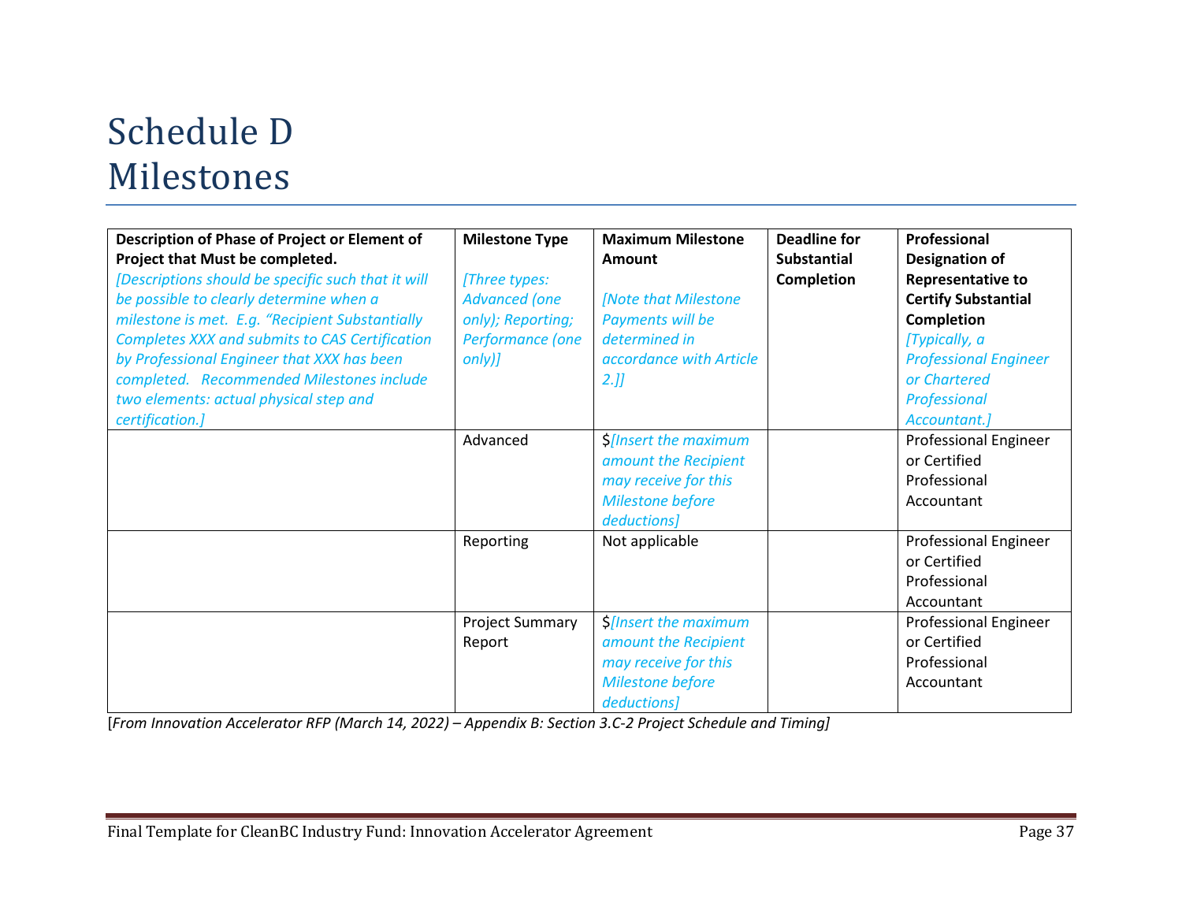# Schedule D
# Milestones

| **Description of Phase of Project or Element of Project that Must be completed.** *[Descriptions should be specific such that it will be possible to clearly determine when a milestone is met. E.g. "Recipient Substantially Completes XXX and submits to CAS Certification by Professional Engineer that XXX has been completed. Recommended Milestones include two elements: actual physical step and certification.]* | **Milestone Type** *[Three types: Advanced (one only); Reporting; Performance (one only)]* | **Maximum Milestone Amount** *[Note that Milestone Payments will be determined in accordance with Article 2.]]* | **Deadline for Substantial Completion** | **Professional Designation of Representative to Certify Substantial Completion** *[Typically, a Professional Engineer or Chartered Professional Accountant.]* |
|---|---|---|---|---|
| | Advanced | $*[Insert the maximum amount the Recipient may receive for this Milestone before deductions]* | | Professional Engineer or Certified Professional Accountant |
| | Reporting | Not applicable | | Professional Engineer or Certified Professional Accountant |
| | Project Summary Report | $*[Insert the maximum amount the Recipient may receive for this Milestone before deductions]* | | Professional Engineer or Certified Professional Accountant |

[*From Innovation Accelerator RFP (March 14, 2022) – Appendix B: Section 3.C-2 Project Schedule and Timing]*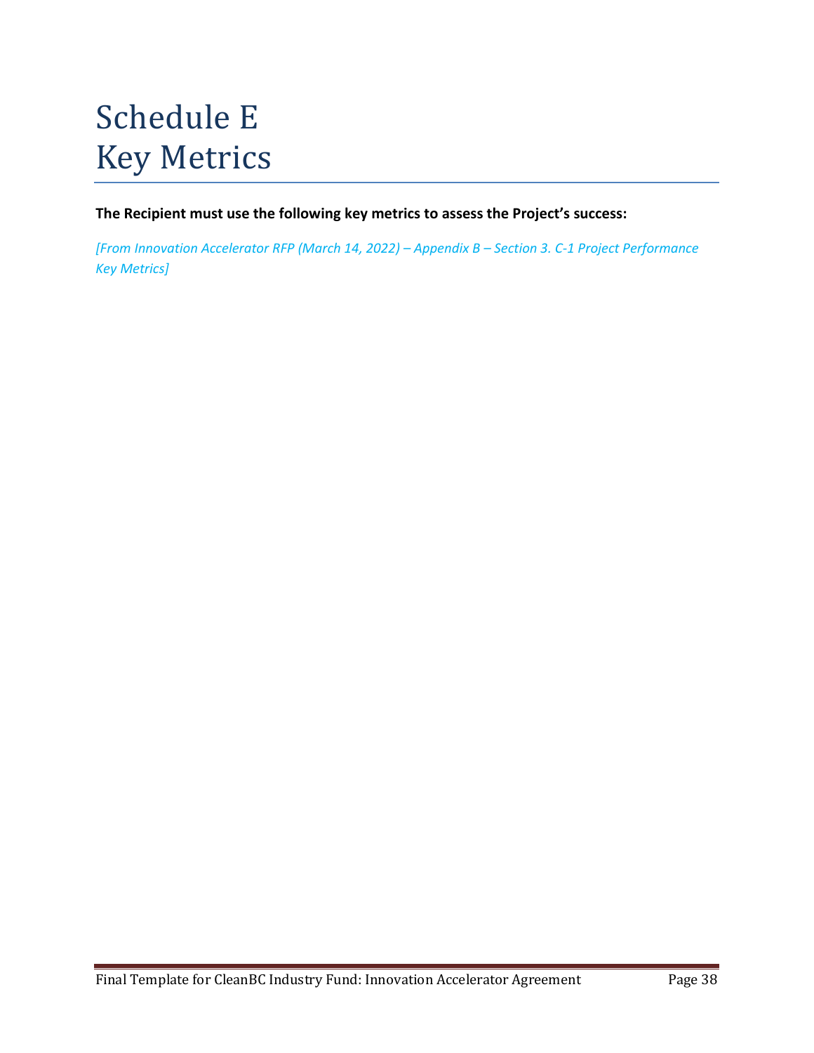# Schedule E
# Key Metrics

**The Recipient must use the following key metrics to assess the Project's success:**

*[From Innovation Accelerator RFP (March 14, 2022) – Appendix B – Section 3. C-1 Project Performance Key Metrics]*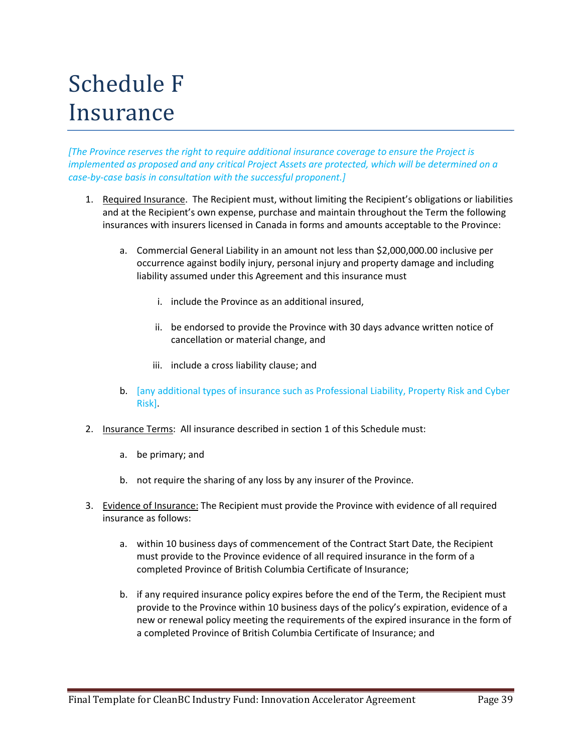# Schedule F Insurance

*[The Province reserves the right to require additional insurance coverage to ensure the Project is implemented as proposed and any critical Project Assets are protected, which will be determined on a case-by-case basis in consultation with the successful proponent.]*

1. Required Insurance. The Recipient must, without limiting the Recipient's obligations or liabilities and at the Recipient's own expense, purchase and maintain throughout the Term the following insurances with insurers licensed in Canada in forms and amounts acceptable to the Province:

   a. Commercial General Liability in an amount not less than $2,000,000.00 inclusive per occurrence against bodily injury, personal injury and property damage and including liability assumed under this Agreement and this insurance must

      i. include the Province as an additional insured,

      ii. be endorsed to provide the Province with 30 days advance written notice of cancellation or material change, and

      iii. include a cross liability clause; and

   b. [any additional types of insurance such as Professional Liability, Property Risk and Cyber Risk].

2. Insurance Terms: All insurance described in section 1 of this Schedule must:

   a. be primary; and

   b. not require the sharing of any loss by any insurer of the Province.

3. Evidence of Insurance: The Recipient must provide the Province with evidence of all required insurance as follows:

   a. within 10 business days of commencement of the Contract Start Date, the Recipient must provide to the Province evidence of all required insurance in the form of a completed Province of British Columbia Certificate of Insurance;

   b. if any required insurance policy expires before the end of the Term, the Recipient must provide to the Province within 10 business days of the policy's expiration, evidence of a new or renewal policy meeting the requirements of the expired insurance in the form of a completed Province of British Columbia Certificate of Insurance; and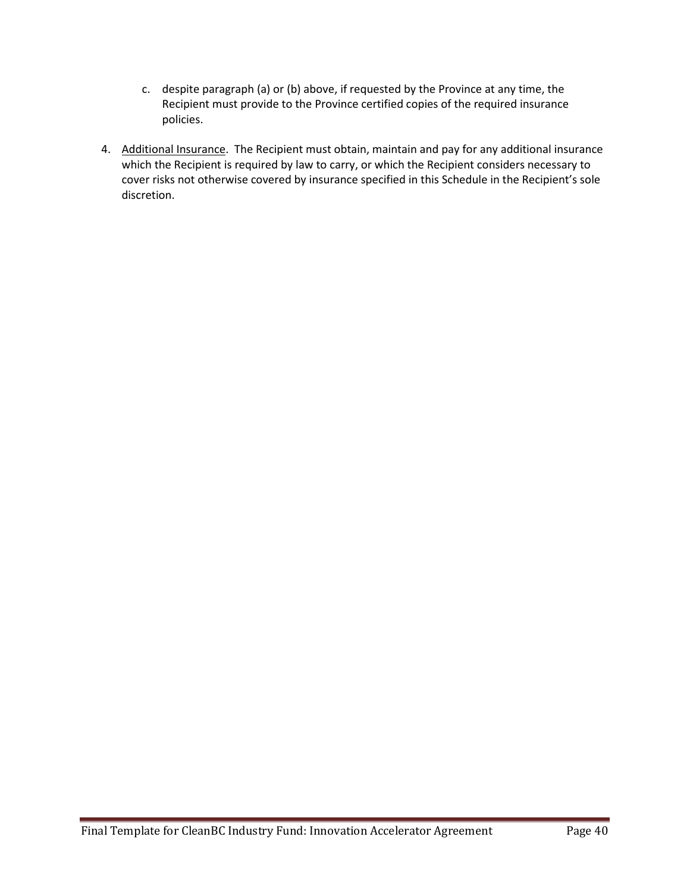c. despite paragraph (a) or (b) above, if requested by the Province at any time, the Recipient must provide to the Province certified copies of the required insurance policies.

4. <u>Additional Insurance</u>. The Recipient must obtain, maintain and pay for any additional insurance which the Recipient is required by law to carry, or which the Recipient considers necessary to cover risks not otherwise covered by insurance specified in this Schedule in the Recipient's sole discretion.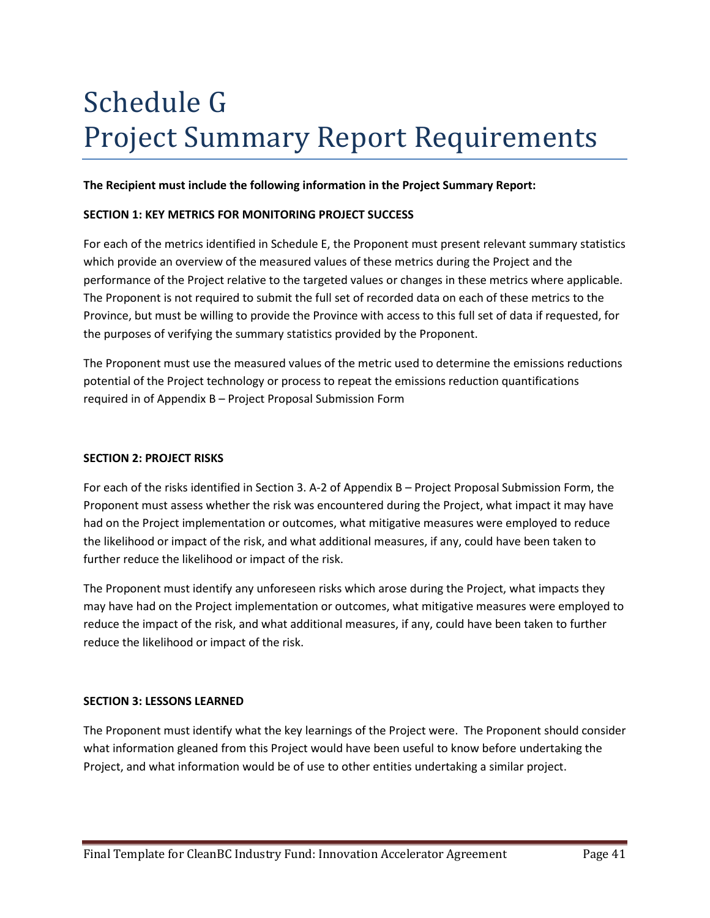# Schedule G
# Project Summary Report Requirements

**The Recipient must include the following information in the Project Summary Report:**

**SECTION 1: KEY METRICS FOR MONITORING PROJECT SUCCESS**

For each of the metrics identified in Schedule E, the Proponent must present relevant summary statistics which provide an overview of the measured values of these metrics during the Project and the performance of the Project relative to the targeted values or changes in these metrics where applicable. The Proponent is not required to submit the full set of recorded data on each of these metrics to the Province, but must be willing to provide the Province with access to this full set of data if requested, for the purposes of verifying the summary statistics provided by the Proponent.

The Proponent must use the measured values of the metric used to determine the emissions reductions potential of the Project technology or process to repeat the emissions reduction quantifications required in of Appendix B – Project Proposal Submission Form

**SECTION 2: PROJECT RISKS**

For each of the risks identified in Section 3. A-2 of Appendix B – Project Proposal Submission Form, the Proponent must assess whether the risk was encountered during the Project, what impact it may have had on the Project implementation or outcomes, what mitigative measures were employed to reduce the likelihood or impact of the risk, and what additional measures, if any, could have been taken to further reduce the likelihood or impact of the risk.

The Proponent must identify any unforeseen risks which arose during the Project, what impacts they may have had on the Project implementation or outcomes, what mitigative measures were employed to reduce the impact of the risk, and what additional measures, if any, could have been taken to further reduce the likelihood or impact of the risk.

**SECTION 3: LESSONS LEARNED**

The Proponent must identify what the key learnings of the Project were. The Proponent should consider what information gleaned from this Project would have been useful to know before undertaking the Project, and what information would be of use to other entities undertaking a similar project.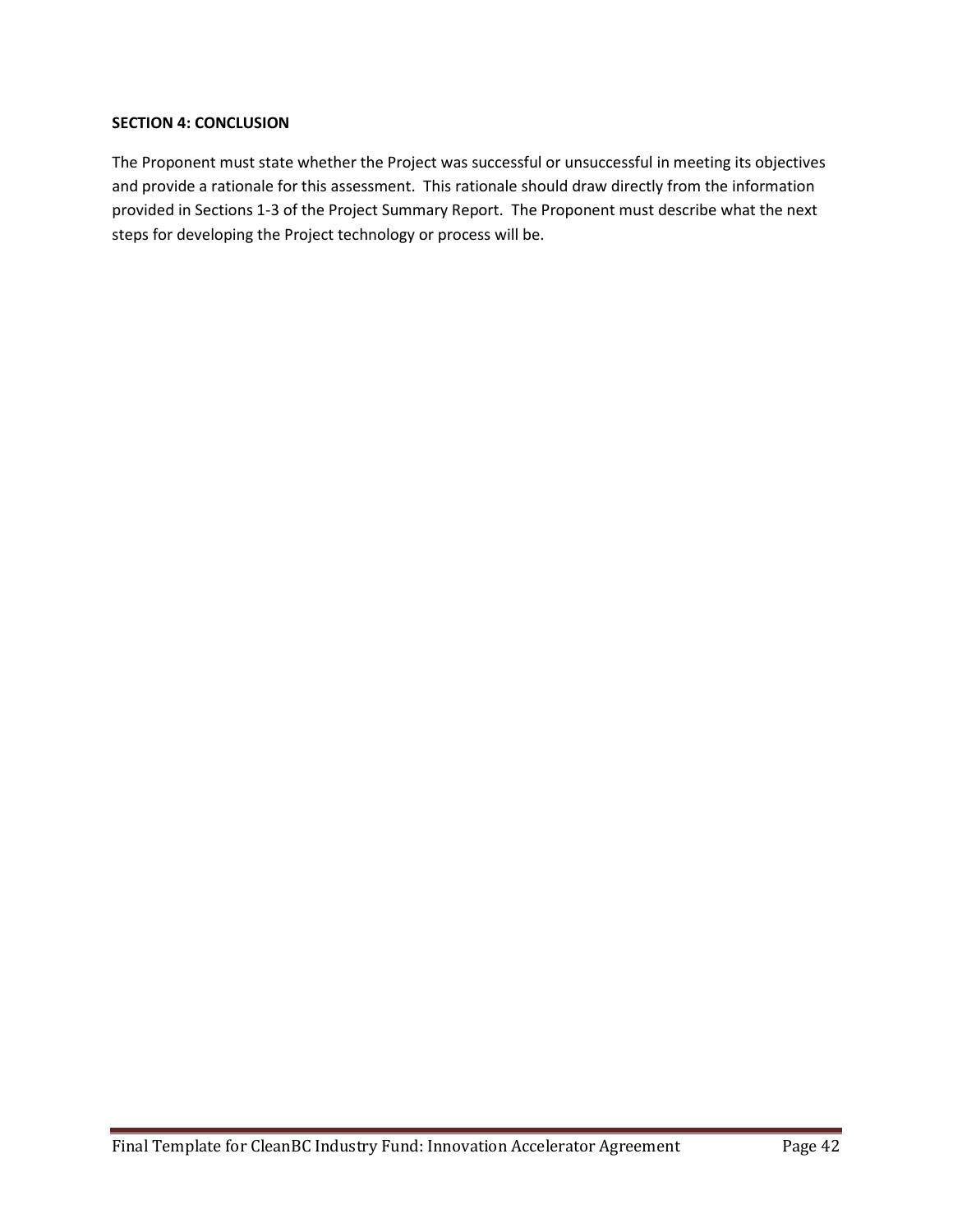**SECTION 4: CONCLUSION**

The Proponent must state whether the Project was successful or unsuccessful in meeting its objectives and provide a rationale for this assessment. This rationale should draw directly from the information provided in Sections 1-3 of the Project Summary Report. The Proponent must describe what the next steps for developing the Project technology or process will be.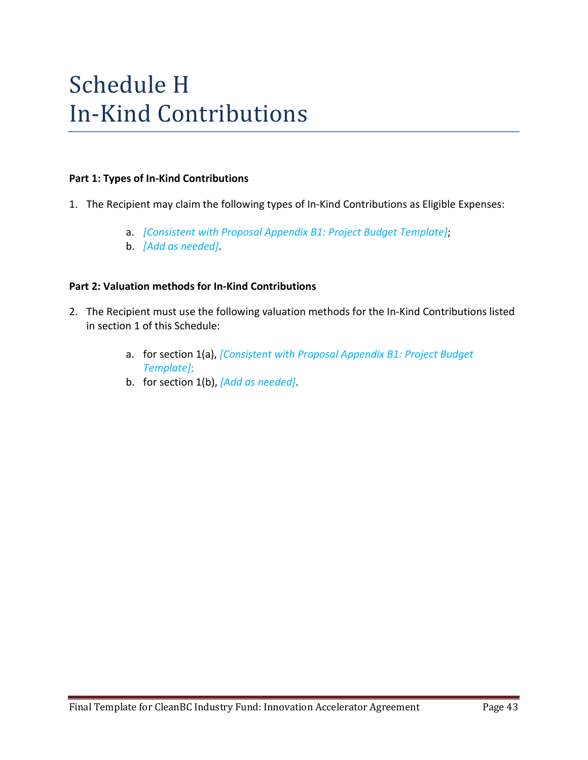# Schedule H
# In-Kind Contributions

**Part 1: Types of In-Kind Contributions**

1. The Recipient may claim the following types of In-Kind Contributions as Eligible Expenses:

    a. *[Consistent with Proposal Appendix B1: Project Budget Template]*;
    b. *[Add as needed]*.

**Part 2: Valuation methods for In-Kind Contributions**

2. The Recipient must use the following valuation methods for the In-Kind Contributions listed in section 1 of this Schedule:

    a. for section 1(a), *[Consistent with Proposal Appendix B1: Project Budget Template];*
    b. for section 1(b), *[Add as needed]*.